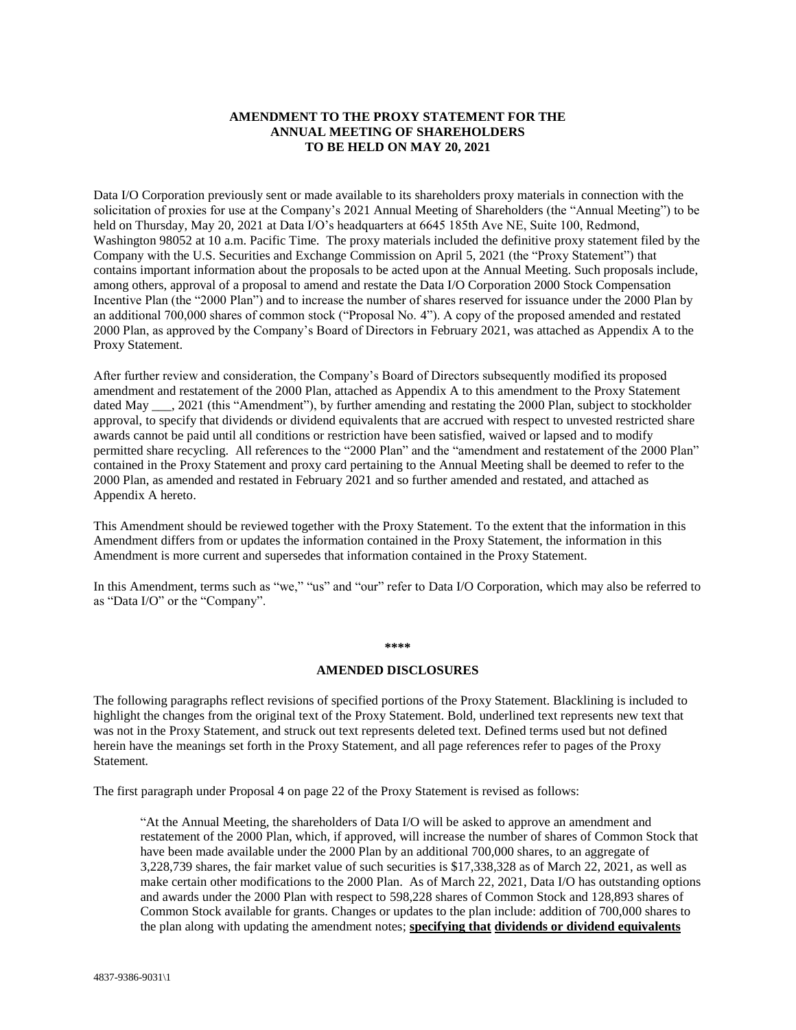**AMENDMENT TO THE PROXY STATEMENT FOR THE ANNUAL MEETING OF SHAREHOLDERS TO BE HELD ON MAY 20, 2021**

Data I/O Corporation previously sent or made available to its shareholders proxy materials in connection with the solicitation of proxies for use at the Company's 2021 Annual Meeting of Shareholders (the "Annual Meeting") to be held on Thursday, May 20, 2021 at Data I/O's headquarters at 6645 185th Ave NE, Suite 100, Redmond, Washington 98052 at 10 a.m. Pacific Time. The proxy materials included the definitive proxy statement filed by the Company with the U.S. Securities and Exchange Commission on April 5, 2021 (the "Proxy Statement") that contains important information about the proposals to be acted upon at the Annual Meeting. Such proposals include, among others, approval of a proposal to amend and restate the Data I/O Corporation 2000 Stock Compensation Incentive Plan (the "2000 Plan") and to increase the number of shares reserved for issuance under the 2000 Plan by an additional 700,000 shares of common stock ("Proposal No. 4"). A copy of the proposed amended and restated 2000 Plan, as approved by the Company's Board of Directors in February 2021, was attached as Appendix A to the Proxy Statement.

After further review and consideration, the Company's Board of Directors subsequently modified its proposed amendment and restatement of the 2000 Plan, attached as Appendix A to this amendment to the Proxy Statement dated May ___, 2021 (this "Amendment"), by further amending and restating the 2000 Plan, subject to stockholder approval, to specify that dividends or dividend equivalents that are accrued with respect to unvested restricted share awards cannot be paid until all conditions or restriction have been satisfied, waived or lapsed and to modify permitted share recycling. All references to the "2000 Plan" and the "amendment and restatement of the 2000 Plan" contained in the Proxy Statement and proxy card pertaining to the Annual Meeting shall be deemed to refer to the 2000 Plan, as amended and restated in February 2021 and so further amended and restated, and attached as Appendix A hereto.

This Amendment should be reviewed together with the Proxy Statement. To the extent that the information in this Amendment differs from or updates the information contained in the Proxy Statement, the information in this Amendment is more current and supersedes that information contained in the Proxy Statement.

In this Amendment, terms such as "we," "us" and "our" refer to Data I/O Corporation, which may also be referred to as "Data I/O" or the "Company".

****

**AMENDED DISCLOSURES**

The following paragraphs reflect revisions of specified portions of the Proxy Statement. Blacklining is included to highlight the changes from the original text of the Proxy Statement. Bold, underlined text represents new text that was not in the Proxy Statement, and struck out text represents deleted text. Defined terms used but not defined herein have the meanings set forth in the Proxy Statement, and all page references refer to pages of the Proxy Statement.

The first paragraph under Proposal 4 on page 22 of the Proxy Statement is revised as follows:

> "At the Annual Meeting, the shareholders of Data I/O will be asked to approve an amendment and restatement of the 2000 Plan, which, if approved, will increase the number of shares of Common Stock that have been made available under the 2000 Plan by an additional 700,000 shares, to an aggregate of 3,228,739 shares, the fair market value of such securities is $17,338,328 as of March 22, 2021, as well as make certain other modifications to the 2000 Plan. As of March 22, 2021, Data I/O has outstanding options and awards under the 2000 Plan with respect to 598,228 shares of Common Stock and 128,893 shares of Common Stock available for grants. Changes or updates to the plan include: addition of 700,000 shares to the plan along with updating the amendment notes; **<u>specifying that dividends or dividend equivalents</u>**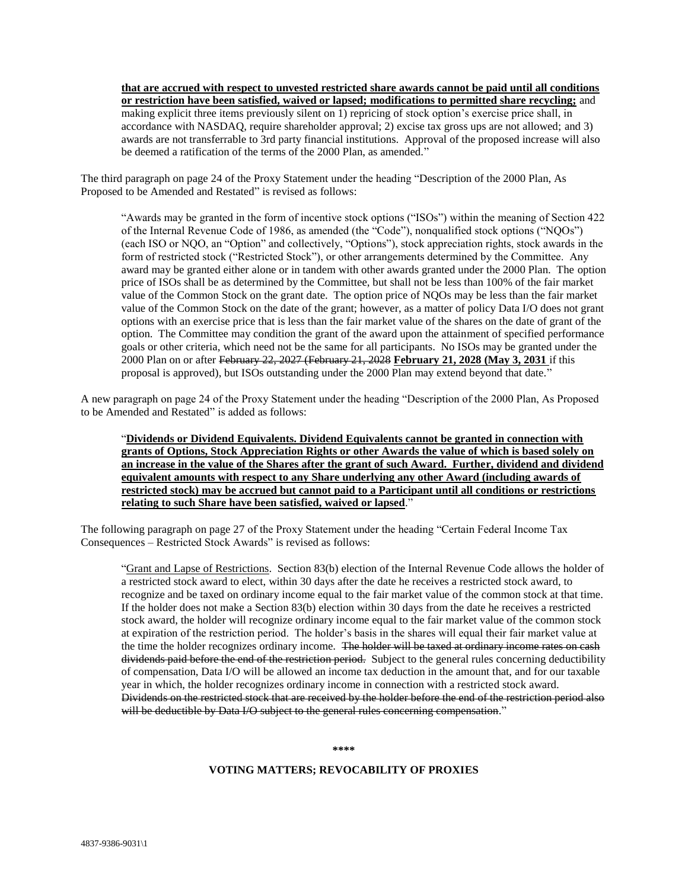**that are accrued with respect to unvested restricted share awards cannot be paid until all conditions or restriction have been satisfied, waived or lapsed; modifications to permitted share recycling;** and making explicit three items previously silent on 1) repricing of stock option's exercise price shall, in accordance with NASDAQ, require shareholder approval; 2) excise tax gross ups are not allowed; and 3) awards are not transferrable to 3rd party financial institutions. Approval of the proposed increase will also be deemed a ratification of the terms of the 2000 Plan, as amended."

The third paragraph on page 24 of the Proxy Statement under the heading "Description of the 2000 Plan, As Proposed to be Amended and Restated" is revised as follows:

> "Awards may be granted in the form of incentive stock options ("ISOs") within the meaning of Section 422 of the Internal Revenue Code of 1986, as amended (the "Code"), nonqualified stock options ("NQOs") (each ISO or NQO, an "Option" and collectively, "Options"), stock appreciation rights, stock awards in the form of restricted stock ("Restricted Stock"), or other arrangements determined by the Committee. Any award may be granted either alone or in tandem with other awards granted under the 2000 Plan. The option price of ISOs shall be as determined by the Committee, but shall not be less than 100% of the fair market value of the Common Stock on the grant date. The option price of NQOs may be less than the fair market value of the Common Stock on the date of the grant; however, as a matter of policy Data I/O does not grant options with an exercise price that is less than the fair market value of the shares on the date of grant of the option. The Committee may condition the grant of the award upon the attainment of specified performance goals or other criteria, which need not be the same for all participants. No ISOs may be granted under the 2000 Plan on or after ~~February 22, 2027 (February 21, 2028~~ **February 21, 2028 (May 3, 2031** if this proposal is approved), but ISOs outstanding under the 2000 Plan may extend beyond that date."

A new paragraph on page 24 of the Proxy Statement under the heading "Description of the 2000 Plan, As Proposed to be Amended and Restated" is added as follows:

> "**Dividends or Dividend Equivalents. Dividend Equivalents cannot be granted in connection with grants of Options, Stock Appreciation Rights or other Awards the value of which is based solely on an increase in the value of the Shares after the grant of such Award. Further, dividend and dividend equivalent amounts with respect to any Share underlying any other Award (including awards of restricted stock) may be accrued but cannot paid to a Participant until all conditions or restrictions relating to such Share have been satisfied, waived or lapsed**."

The following paragraph on page 27 of the Proxy Statement under the heading "Certain Federal Income Tax Consequences – Restricted Stock Awards" is revised as follows:

> "Grant and Lapse of Restrictions. Section 83(b) election of the Internal Revenue Code allows the holder of a restricted stock award to elect, within 30 days after the date he receives a restricted stock award, to recognize and be taxed on ordinary income equal to the fair market value of the common stock at that time. If the holder does not make a Section 83(b) election within 30 days from the date he receives a restricted stock award, the holder will recognize ordinary income equal to the fair market value of the common stock at expiration of the restriction period. The holder's basis in the shares will equal their fair market value at the time the holder recognizes ordinary income. ~~The holder will be taxed at ordinary income rates on cash dividends paid before the end of the restriction period.~~ Subject to the general rules concerning deductibility of compensation, Data I/O will be allowed an income tax deduction in the amount that, and for our taxable year in which, the holder recognizes ordinary income in connection with a restricted stock award. ~~Dividends on the restricted stock that are received by the holder before the end of the restriction period also will be deductible by Data I/O subject to the general rules concerning compensation~~."

\*\*\*\*

**VOTING MATTERS; REVOCABILITY OF PROXIES**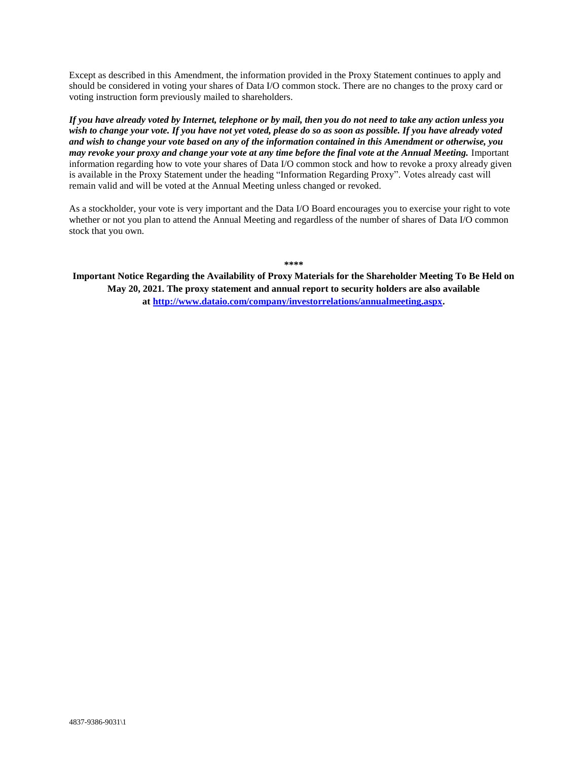Except as described in this Amendment, the information provided in the Proxy Statement continues to apply and should be considered in voting your shares of Data I/O common stock. There are no changes to the proxy card or voting instruction form previously mailed to shareholders.

***If you have already voted by Internet, telephone or by mail, then you do not need to take any action unless you wish to change your vote. If you have not yet voted, please do so as soon as possible. If you have already voted and wish to change your vote based on any of the information contained in this Amendment or otherwise, you may revoke your proxy and change your vote at any time before the final vote at the Annual Meeting.*** Important information regarding how to vote your shares of Data I/O common stock and how to revoke a proxy already given is available in the Proxy Statement under the heading "Information Regarding Proxy". Votes already cast will remain valid and will be voted at the Annual Meeting unless changed or revoked.

As a stockholder, your vote is very important and the Data I/O Board encourages you to exercise your right to vote whether or not you plan to attend the Annual Meeting and regardless of the number of shares of Data I/O common stock that you own.

****

**Important Notice Regarding the Availability of Proxy Materials for the Shareholder Meeting To Be Held on May 20, 2021. The proxy statement and annual report to security holders are also available at [http://www.dataio.com/company/investorrelations/annualmeeting.aspx](http://www.dataio.com/company/investorrelations/annualmeeting.aspx).**

4837-9386-9031\1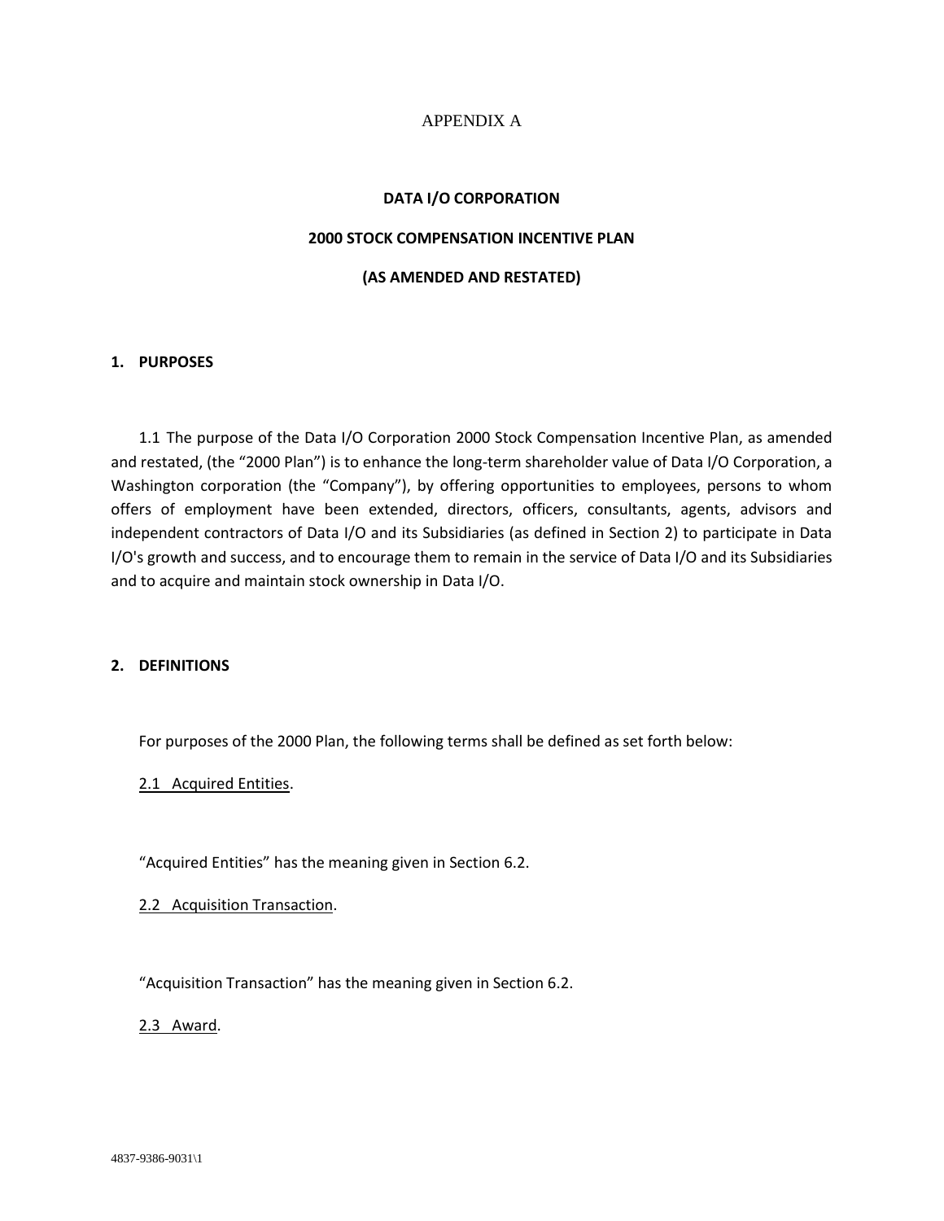APPENDIX A

**DATA I/O CORPORATION**

**2000 STOCK COMPENSATION INCENTIVE PLAN**

**(AS AMENDED AND RESTATED)**

## 1. PURPOSES

1.1 The purpose of the Data I/O Corporation 2000 Stock Compensation Incentive Plan, as amended and restated, (the "2000 Plan") is to enhance the long-term shareholder value of Data I/O Corporation, a Washington corporation (the "Company"), by offering opportunities to employees, persons to whom offers of employment have been extended, directors, officers, consultants, agents, advisors and independent contractors of Data I/O and its Subsidiaries (as defined in Section 2) to participate in Data I/O's growth and success, and to encourage them to remain in the service of Data I/O and its Subsidiaries and to acquire and maintain stock ownership in Data I/O.

## 2. DEFINITIONS

For purposes of the 2000 Plan, the following terms shall be defined as set forth below:

2.1 Acquired Entities.

"Acquired Entities" has the meaning given in Section 6.2.

2.2 Acquisition Transaction.

"Acquisition Transaction" has the meaning given in Section 6.2.

2.3 Award.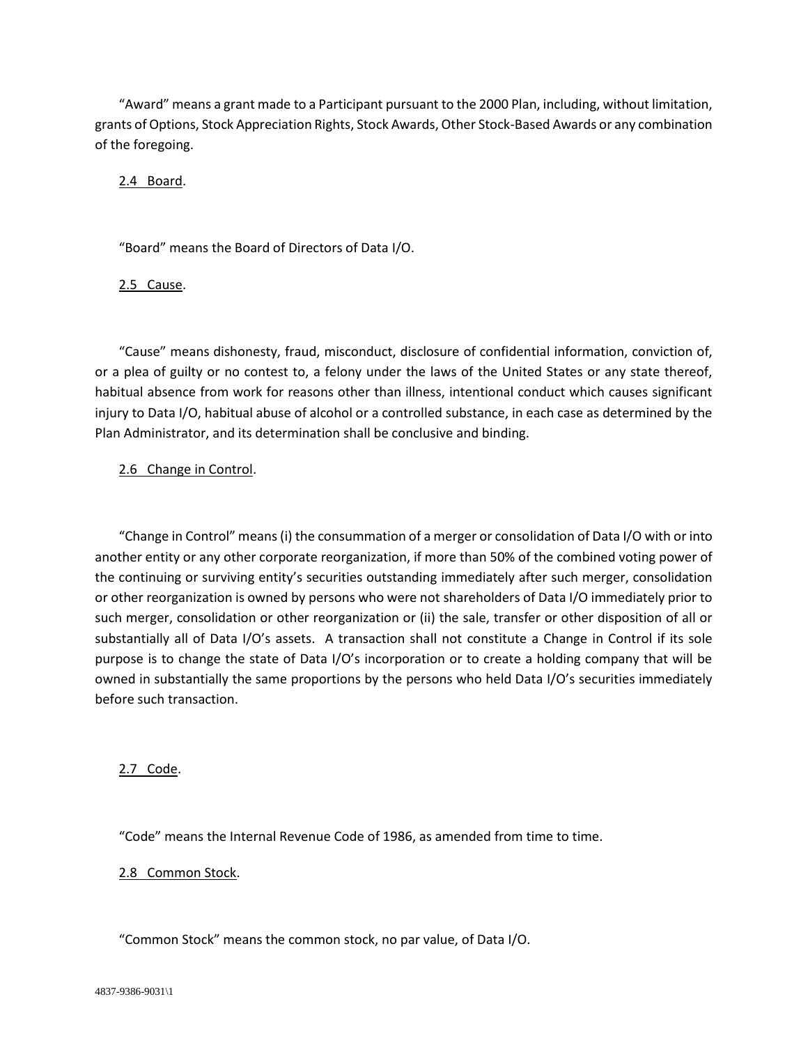"Award" means a grant made to a Participant pursuant to the 2000 Plan, including, without limitation, grants of Options, Stock Appreciation Rights, Stock Awards, Other Stock-Based Awards or any combination of the foregoing.

2.4 Board.

"Board" means the Board of Directors of Data I/O.

2.5 Cause.

"Cause" means dishonesty, fraud, misconduct, disclosure of confidential information, conviction of, or a plea of guilty or no contest to, a felony under the laws of the United States or any state thereof, habitual absence from work for reasons other than illness, intentional conduct which causes significant injury to Data I/O, habitual abuse of alcohol or a controlled substance, in each case as determined by the Plan Administrator, and its determination shall be conclusive and binding.

2.6 Change in Control.

"Change in Control" means (i) the consummation of a merger or consolidation of Data I/O with or into another entity or any other corporate reorganization, if more than 50% of the combined voting power of the continuing or surviving entity's securities outstanding immediately after such merger, consolidation or other reorganization is owned by persons who were not shareholders of Data I/O immediately prior to such merger, consolidation or other reorganization or (ii) the sale, transfer or other disposition of all or substantially all of Data I/O's assets. A transaction shall not constitute a Change in Control if its sole purpose is to change the state of Data I/O's incorporation or to create a holding company that will be owned in substantially the same proportions by the persons who held Data I/O's securities immediately before such transaction.

2.7 Code.

"Code" means the Internal Revenue Code of 1986, as amended from time to time.

2.8 Common Stock.

"Common Stock" means the common stock, no par value, of Data I/O.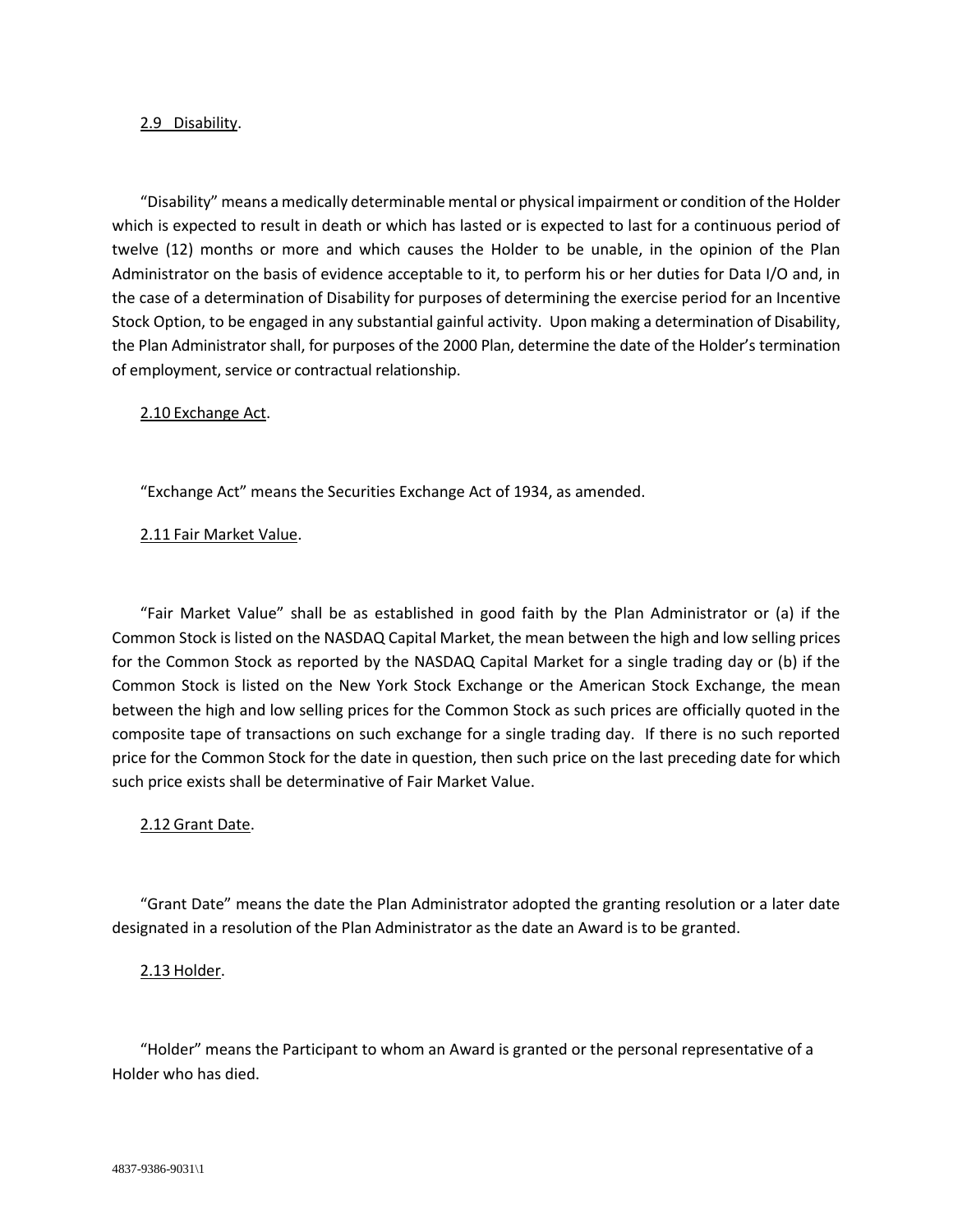2.9 Disability.

"Disability" means a medically determinable mental or physical impairment or condition of the Holder which is expected to result in death or which has lasted or is expected to last for a continuous period of twelve (12) months or more and which causes the Holder to be unable, in the opinion of the Plan Administrator on the basis of evidence acceptable to it, to perform his or her duties for Data I/O and, in the case of a determination of Disability for purposes of determining the exercise period for an Incentive Stock Option, to be engaged in any substantial gainful activity. Upon making a determination of Disability, the Plan Administrator shall, for purposes of the 2000 Plan, determine the date of the Holder's termination of employment, service or contractual relationship.

2.10 Exchange Act.

"Exchange Act" means the Securities Exchange Act of 1934, as amended.

2.11 Fair Market Value.

"Fair Market Value" shall be as established in good faith by the Plan Administrator or (a) if the Common Stock is listed on the NASDAQ Capital Market, the mean between the high and low selling prices for the Common Stock as reported by the NASDAQ Capital Market for a single trading day or (b) if the Common Stock is listed on the New York Stock Exchange or the American Stock Exchange, the mean between the high and low selling prices for the Common Stock as such prices are officially quoted in the composite tape of transactions on such exchange for a single trading day. If there is no such reported price for the Common Stock for the date in question, then such price on the last preceding date for which such price exists shall be determinative of Fair Market Value.

2.12 Grant Date.

"Grant Date" means the date the Plan Administrator adopted the granting resolution or a later date designated in a resolution of the Plan Administrator as the date an Award is to be granted.

2.13 Holder.

"Holder" means the Participant to whom an Award is granted or the personal representative of a Holder who has died.

4837-9386-9031\1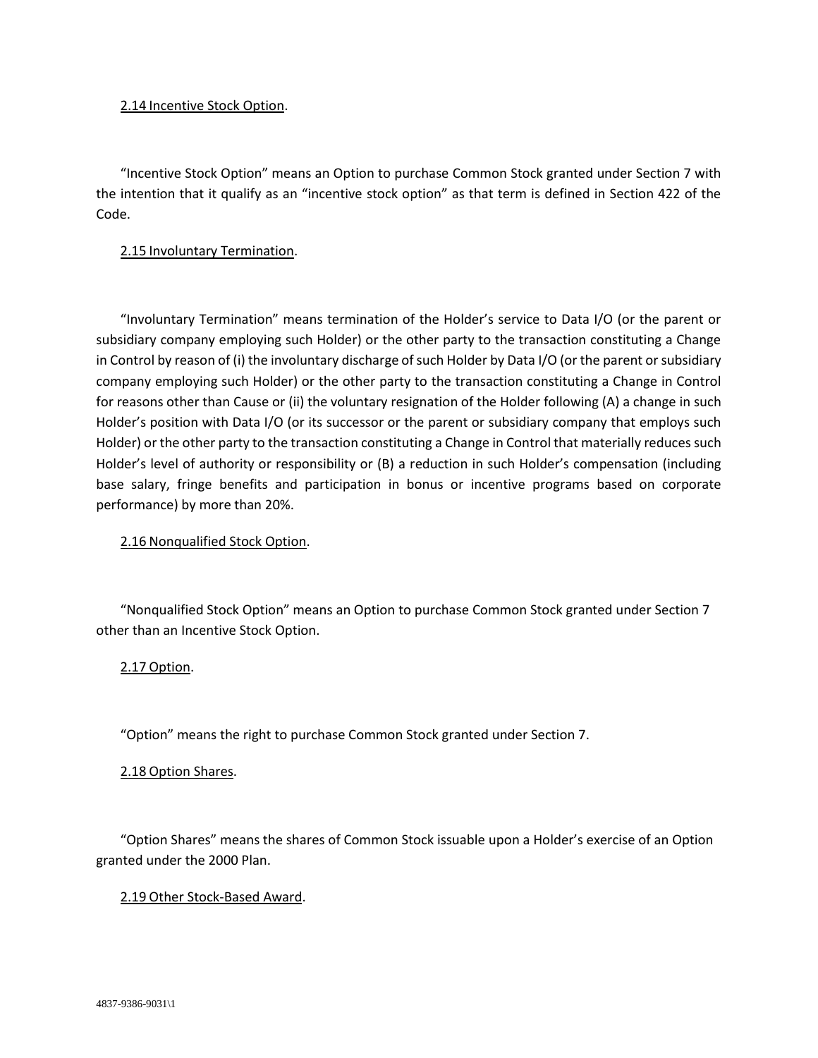2.14 Incentive Stock Option.

"Incentive Stock Option" means an Option to purchase Common Stock granted under Section 7 with the intention that it qualify as an "incentive stock option" as that term is defined in Section 422 of the Code.

2.15 Involuntary Termination.

"Involuntary Termination" means termination of the Holder's service to Data I/O (or the parent or subsidiary company employing such Holder) or the other party to the transaction constituting a Change in Control by reason of (i) the involuntary discharge of such Holder by Data I/O (or the parent or subsidiary company employing such Holder) or the other party to the transaction constituting a Change in Control for reasons other than Cause or (ii) the voluntary resignation of the Holder following (A) a change in such Holder's position with Data I/O (or its successor or the parent or subsidiary company that employs such Holder) or the other party to the transaction constituting a Change in Control that materially reduces such Holder's level of authority or responsibility or (B) a reduction in such Holder's compensation (including base salary, fringe benefits and participation in bonus or incentive programs based on corporate performance) by more than 20%.

2.16 Nonqualified Stock Option.

"Nonqualified Stock Option" means an Option to purchase Common Stock granted under Section 7 other than an Incentive Stock Option.

2.17 Option.

"Option" means the right to purchase Common Stock granted under Section 7.

2.18 Option Shares.

"Option Shares" means the shares of Common Stock issuable upon a Holder's exercise of an Option granted under the 2000 Plan.

2.19 Other Stock-Based Award.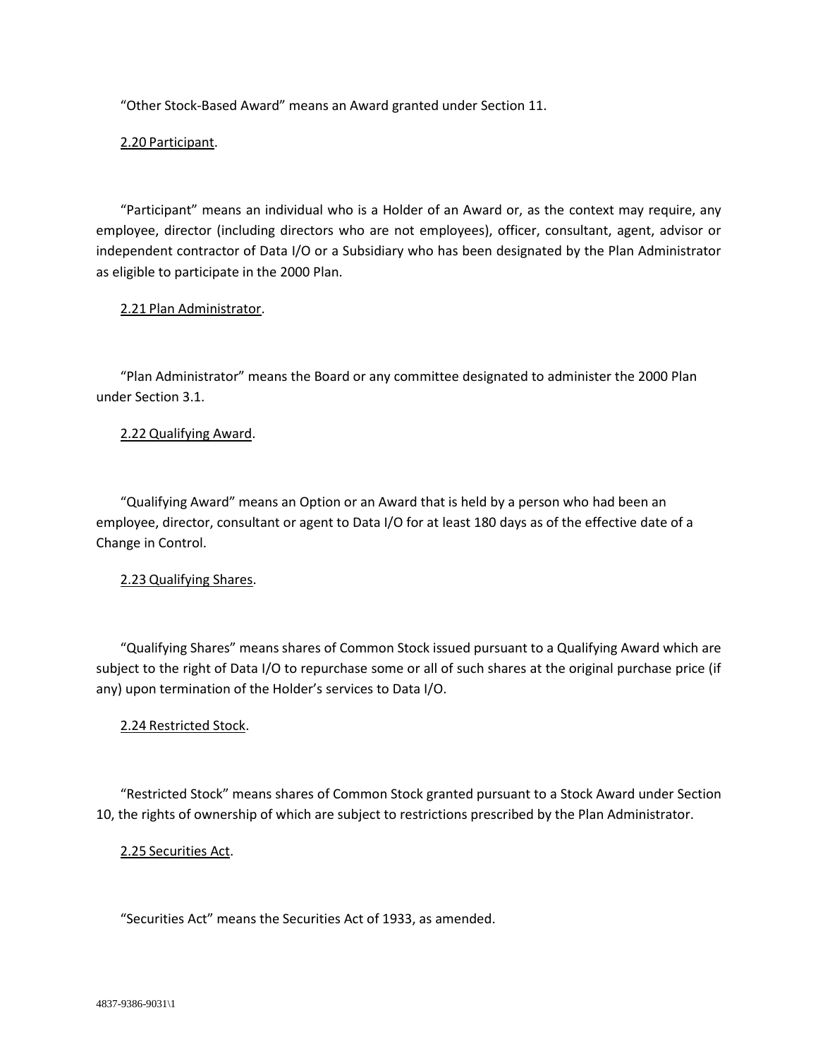"Other Stock-Based Award" means an Award granted under Section 11.

2.20 Participant.

"Participant" means an individual who is a Holder of an Award or, as the context may require, any employee, director (including directors who are not employees), officer, consultant, agent, advisor or independent contractor of Data I/O or a Subsidiary who has been designated by the Plan Administrator as eligible to participate in the 2000 Plan.

2.21 Plan Administrator.

"Plan Administrator" means the Board or any committee designated to administer the 2000 Plan under Section 3.1.

2.22 Qualifying Award.

"Qualifying Award" means an Option or an Award that is held by a person who had been an employee, director, consultant or agent to Data I/O for at least 180 days as of the effective date of a Change in Control.

2.23 Qualifying Shares.

"Qualifying Shares" means shares of Common Stock issued pursuant to a Qualifying Award which are subject to the right of Data I/O to repurchase some or all of such shares at the original purchase price (if any) upon termination of the Holder's services to Data I/O.

2.24 Restricted Stock.

"Restricted Stock" means shares of Common Stock granted pursuant to a Stock Award under Section 10, the rights of ownership of which are subject to restrictions prescribed by the Plan Administrator.

2.25 Securities Act.

"Securities Act" means the Securities Act of 1933, as amended.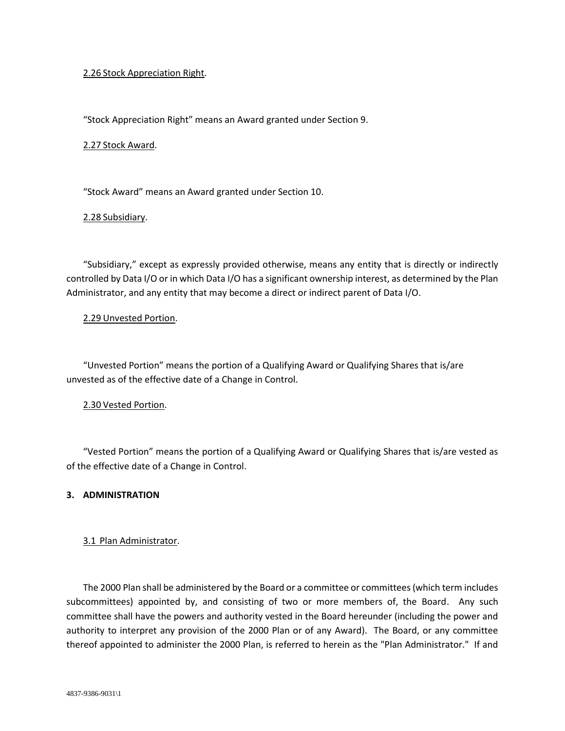2.26 Stock Appreciation Right.

"Stock Appreciation Right" means an Award granted under Section 9.

2.27 Stock Award.

"Stock Award" means an Award granted under Section 10.

2.28 Subsidiary.

"Subsidiary," except as expressly provided otherwise, means any entity that is directly or indirectly controlled by Data I/O or in which Data I/O has a significant ownership interest, as determined by the Plan Administrator, and any entity that may become a direct or indirect parent of Data I/O.

2.29 Unvested Portion.

"Unvested Portion" means the portion of a Qualifying Award or Qualifying Shares that is/are unvested as of the effective date of a Change in Control.

2.30 Vested Portion.

"Vested Portion" means the portion of a Qualifying Award or Qualifying Shares that is/are vested as of the effective date of a Change in Control.

**3. ADMINISTRATION**

3.1 Plan Administrator.

The 2000 Plan shall be administered by the Board or a committee or committees (which term includes subcommittees) appointed by, and consisting of two or more members of, the Board. Any such committee shall have the powers and authority vested in the Board hereunder (including the power and authority to interpret any provision of the 2000 Plan or of any Award). The Board, or any committee thereof appointed to administer the 2000 Plan, is referred to herein as the "Plan Administrator." If and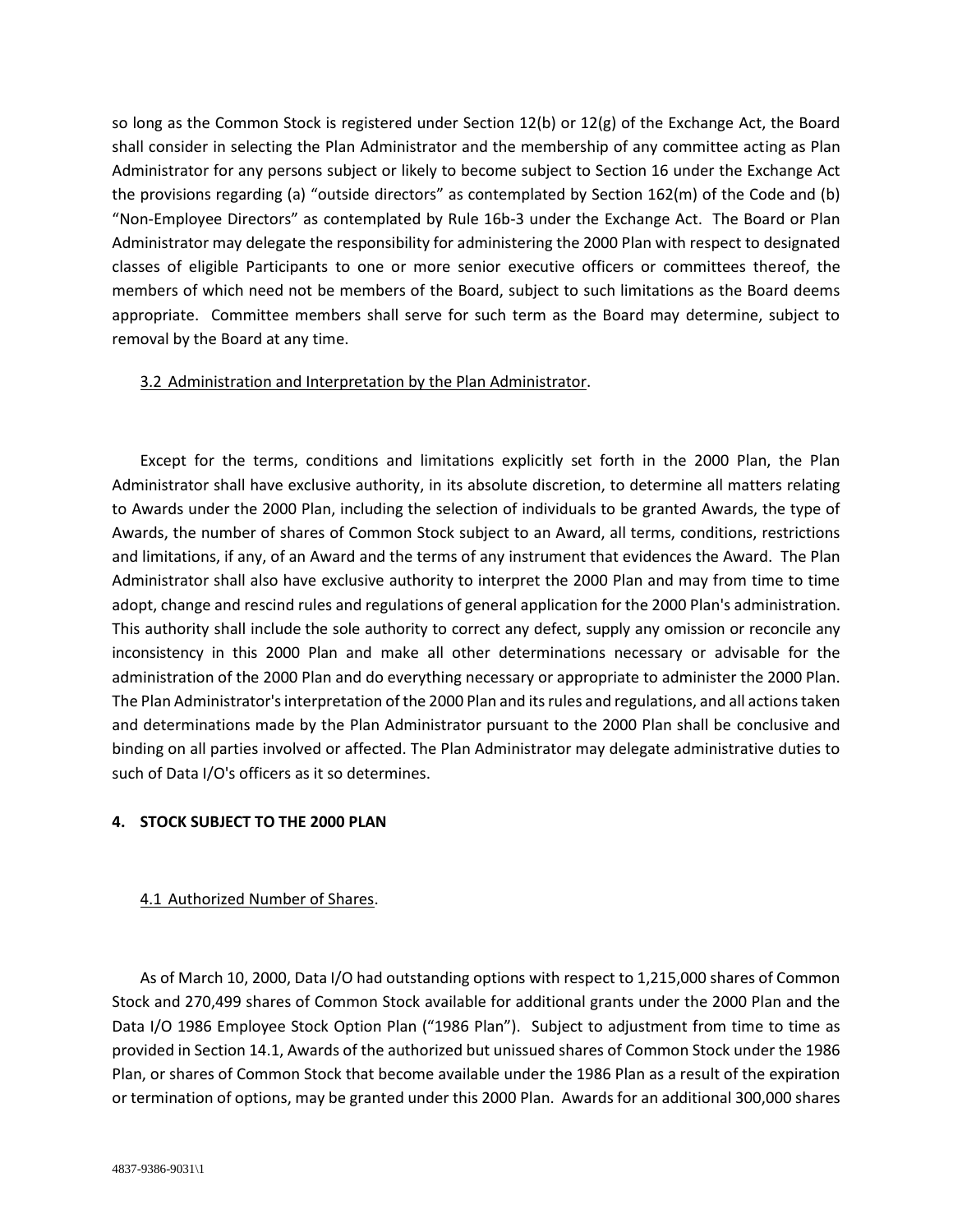so long as the Common Stock is registered under Section 12(b) or 12(g) of the Exchange Act, the Board shall consider in selecting the Plan Administrator and the membership of any committee acting as Plan Administrator for any persons subject or likely to become subject to Section 16 under the Exchange Act the provisions regarding (a) "outside directors" as contemplated by Section 162(m) of the Code and (b) "Non-Employee Directors" as contemplated by Rule 16b-3 under the Exchange Act. The Board or Plan Administrator may delegate the responsibility for administering the 2000 Plan with respect to designated classes of eligible Participants to one or more senior executive officers or committees thereof, the members of which need not be members of the Board, subject to such limitations as the Board deems appropriate. Committee members shall serve for such term as the Board may determine, subject to removal by the Board at any time.

3.2 Administration and Interpretation by the Plan Administrator.

Except for the terms, conditions and limitations explicitly set forth in the 2000 Plan, the Plan Administrator shall have exclusive authority, in its absolute discretion, to determine all matters relating to Awards under the 2000 Plan, including the selection of individuals to be granted Awards, the type of Awards, the number of shares of Common Stock subject to an Award, all terms, conditions, restrictions and limitations, if any, of an Award and the terms of any instrument that evidences the Award. The Plan Administrator shall also have exclusive authority to interpret the 2000 Plan and may from time to time adopt, change and rescind rules and regulations of general application for the 2000 Plan's administration. This authority shall include the sole authority to correct any defect, supply any omission or reconcile any inconsistency in this 2000 Plan and make all other determinations necessary or advisable for the administration of the 2000 Plan and do everything necessary or appropriate to administer the 2000 Plan. The Plan Administrator's interpretation of the 2000 Plan and its rules and regulations, and all actions taken and determinations made by the Plan Administrator pursuant to the 2000 Plan shall be conclusive and binding on all parties involved or affected. The Plan Administrator may delegate administrative duties to such of Data I/O's officers as it so determines.

**4. STOCK SUBJECT TO THE 2000 PLAN**

4.1 Authorized Number of Shares.

As of March 10, 2000, Data I/O had outstanding options with respect to 1,215,000 shares of Common Stock and 270,499 shares of Common Stock available for additional grants under the 2000 Plan and the Data I/O 1986 Employee Stock Option Plan ("1986 Plan"). Subject to adjustment from time to time as provided in Section 14.1, Awards of the authorized but unissued shares of Common Stock under the 1986 Plan, or shares of Common Stock that become available under the 1986 Plan as a result of the expiration or termination of options, may be granted under this 2000 Plan. Awards for an additional 300,000 shares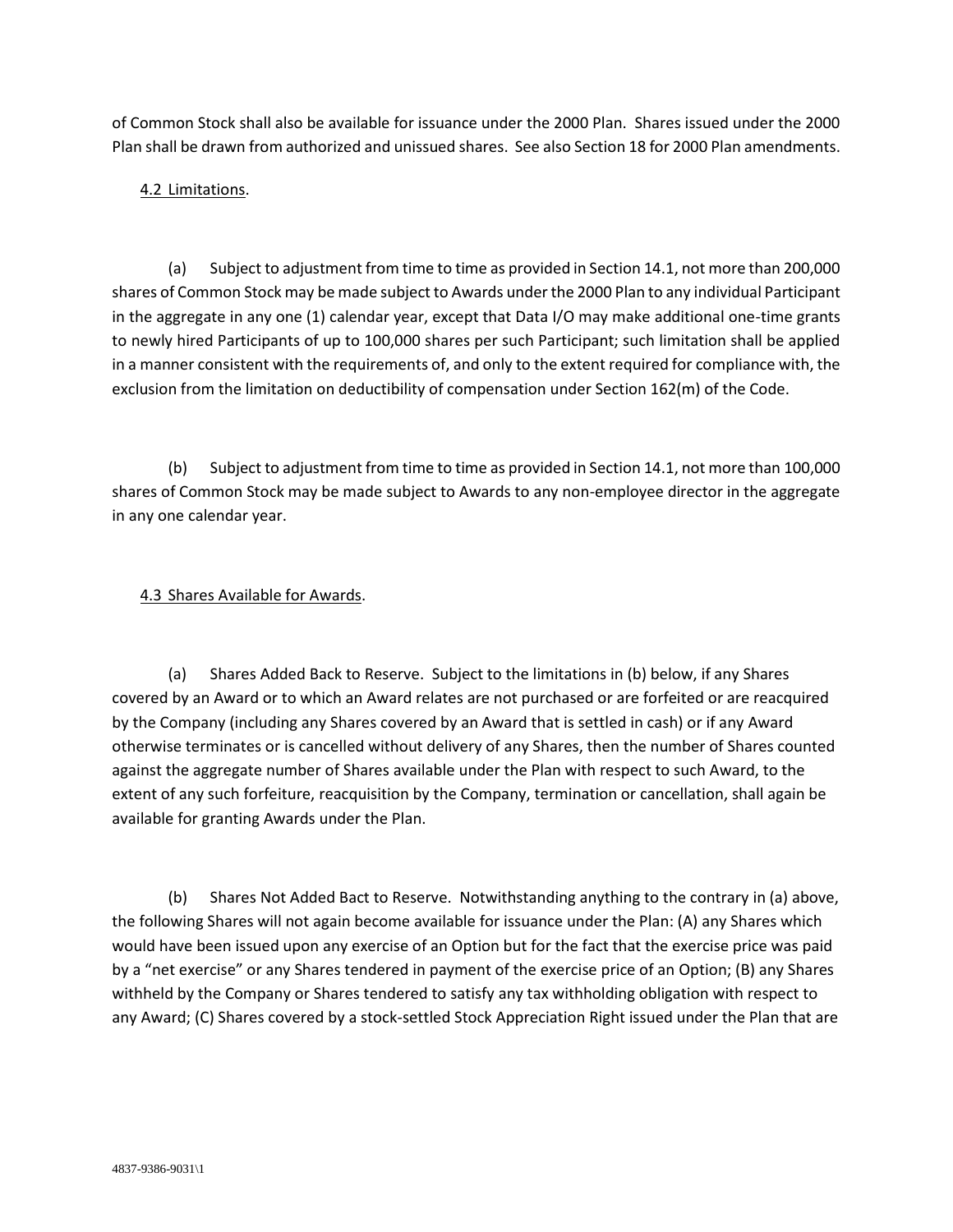of Common Stock shall also be available for issuance under the 2000 Plan. Shares issued under the 2000 Plan shall be drawn from authorized and unissued shares. See also Section 18 for 2000 Plan amendments.

4.2 Limitations.

(a) Subject to adjustment from time to time as provided in Section 14.1, not more than 200,000 shares of Common Stock may be made subject to Awards under the 2000 Plan to any individual Participant in the aggregate in any one (1) calendar year, except that Data I/O may make additional one-time grants to newly hired Participants of up to 100,000 shares per such Participant; such limitation shall be applied in a manner consistent with the requirements of, and only to the extent required for compliance with, the exclusion from the limitation on deductibility of compensation under Section 162(m) of the Code.

(b) Subject to adjustment from time to time as provided in Section 14.1, not more than 100,000 shares of Common Stock may be made subject to Awards to any non-employee director in the aggregate in any one calendar year.

4.3 Shares Available for Awards.

(a) Shares Added Back to Reserve. Subject to the limitations in (b) below, if any Shares covered by an Award or to which an Award relates are not purchased or are forfeited or are reacquired by the Company (including any Shares covered by an Award that is settled in cash) or if any Award otherwise terminates or is cancelled without delivery of any Shares, then the number of Shares counted against the aggregate number of Shares available under the Plan with respect to such Award, to the extent of any such forfeiture, reacquisition by the Company, termination or cancellation, shall again be available for granting Awards under the Plan.

(b) Shares Not Added Bact to Reserve. Notwithstanding anything to the contrary in (a) above, the following Shares will not again become available for issuance under the Plan: (A) any Shares which would have been issued upon any exercise of an Option but for the fact that the exercise price was paid by a "net exercise" or any Shares tendered in payment of the exercise price of an Option; (B) any Shares withheld by the Company or Shares tendered to satisfy any tax withholding obligation with respect to any Award; (C) Shares covered by a stock-settled Stock Appreciation Right issued under the Plan that are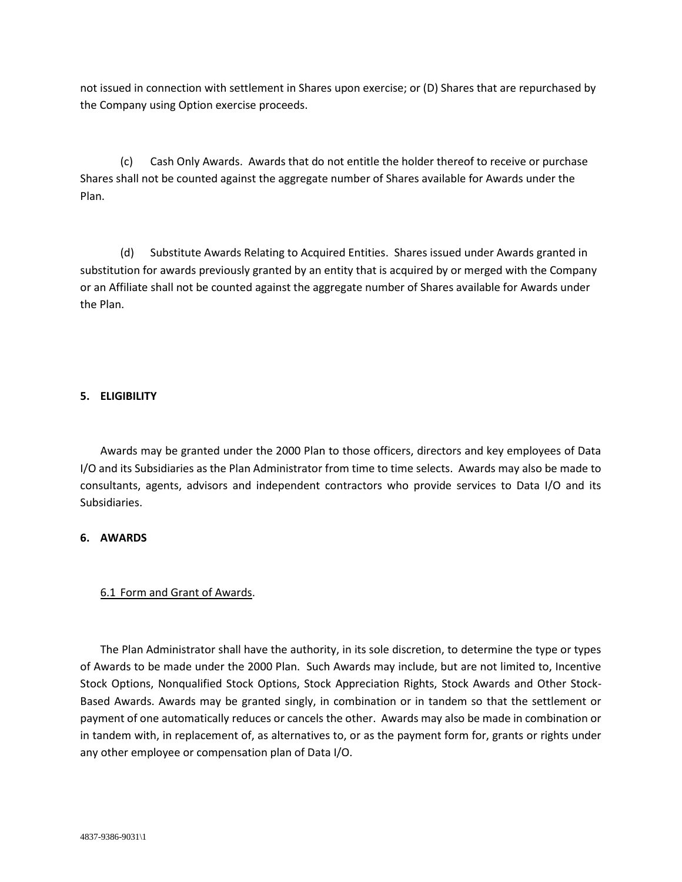not issued in connection with settlement in Shares upon exercise; or (D) Shares that are repurchased by the Company using Option exercise proceeds.

(c) Cash Only Awards. Awards that do not entitle the holder thereof to receive or purchase Shares shall not be counted against the aggregate number of Shares available for Awards under the Plan.

(d) Substitute Awards Relating to Acquired Entities. Shares issued under Awards granted in substitution for awards previously granted by an entity that is acquired by or merged with the Company or an Affiliate shall not be counted against the aggregate number of Shares available for Awards under the Plan.

## 5. ELIGIBILITY

Awards may be granted under the 2000 Plan to those officers, directors and key employees of Data I/O and its Subsidiaries as the Plan Administrator from time to time selects. Awards may also be made to consultants, agents, advisors and independent contractors who provide services to Data I/O and its Subsidiaries.

## 6. AWARDS

### 6.1 Form and Grant of Awards.

The Plan Administrator shall have the authority, in its sole discretion, to determine the type or types of Awards to be made under the 2000 Plan. Such Awards may include, but are not limited to, Incentive Stock Options, Nonqualified Stock Options, Stock Appreciation Rights, Stock Awards and Other Stock-Based Awards. Awards may be granted singly, in combination or in tandem so that the settlement or payment of one automatically reduces or cancels the other. Awards may also be made in combination or in tandem with, in replacement of, as alternatives to, or as the payment form for, grants or rights under any other employee or compensation plan of Data I/O.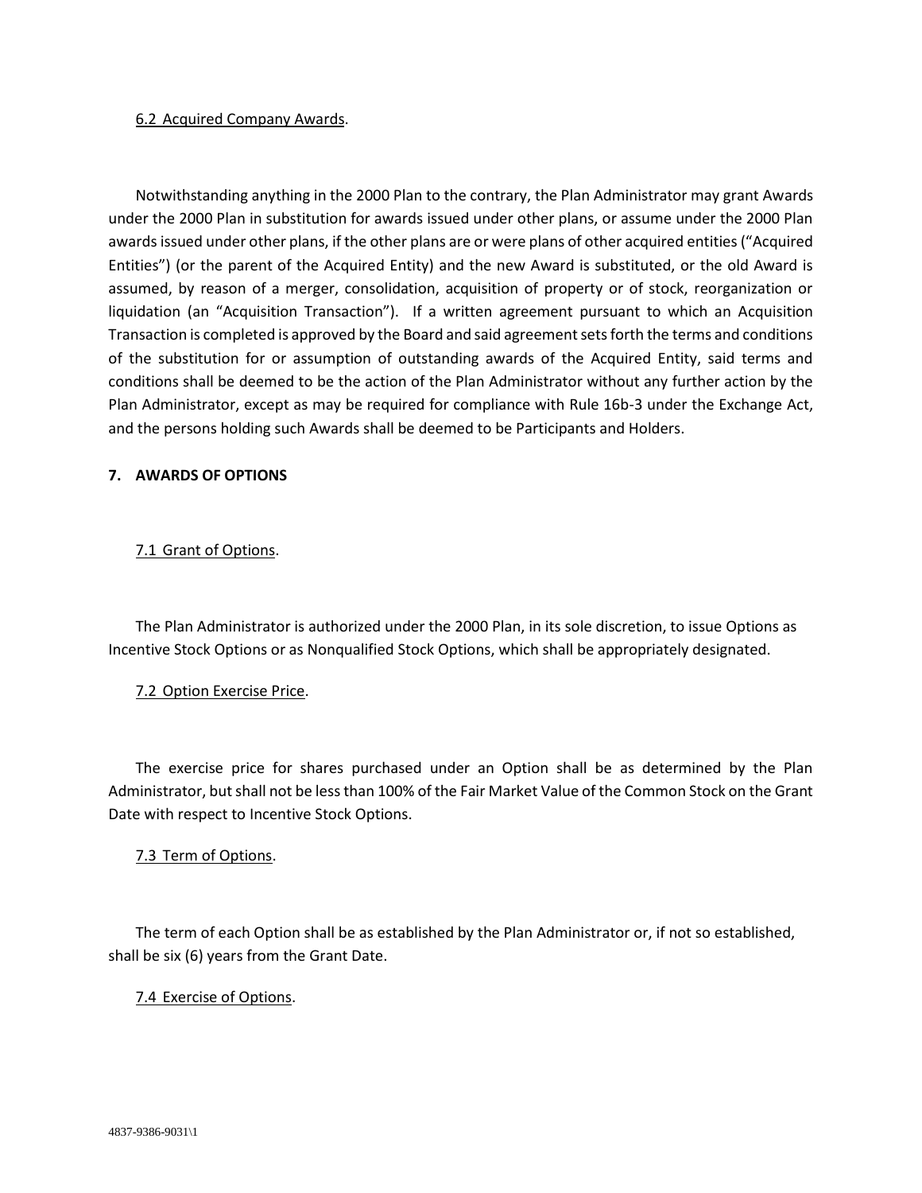6.2 Acquired Company Awards.

Notwithstanding anything in the 2000 Plan to the contrary, the Plan Administrator may grant Awards under the 2000 Plan in substitution for awards issued under other plans, or assume under the 2000 Plan awards issued under other plans, if the other plans are or were plans of other acquired entities ("Acquired Entities") (or the parent of the Acquired Entity) and the new Award is substituted, or the old Award is assumed, by reason of a merger, consolidation, acquisition of property or of stock, reorganization or liquidation (an "Acquisition Transaction"). If a written agreement pursuant to which an Acquisition Transaction is completed is approved by the Board and said agreement sets forth the terms and conditions of the substitution for or assumption of outstanding awards of the Acquired Entity, said terms and conditions shall be deemed to be the action of the Plan Administrator without any further action by the Plan Administrator, except as may be required for compliance with Rule 16b-3 under the Exchange Act, and the persons holding such Awards shall be deemed to be Participants and Holders.

**7. AWARDS OF OPTIONS**

7.1 Grant of Options.

The Plan Administrator is authorized under the 2000 Plan, in its sole discretion, to issue Options as Incentive Stock Options or as Nonqualified Stock Options, which shall be appropriately designated.

7.2 Option Exercise Price.

The exercise price for shares purchased under an Option shall be as determined by the Plan Administrator, but shall not be less than 100% of the Fair Market Value of the Common Stock on the Grant Date with respect to Incentive Stock Options.

7.3 Term of Options.

The term of each Option shall be as established by the Plan Administrator or, if not so established, shall be six (6) years from the Grant Date.

7.4 Exercise of Options.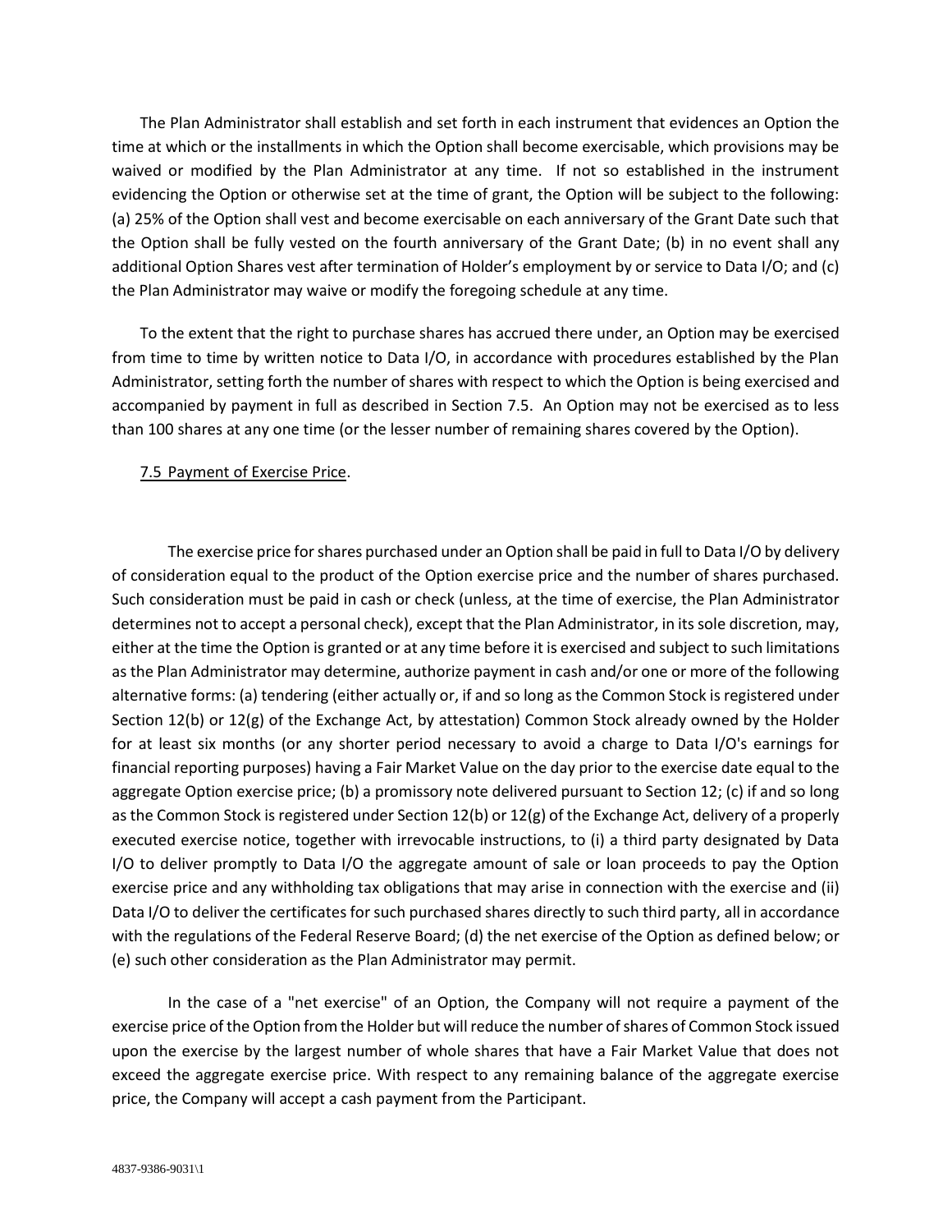The Plan Administrator shall establish and set forth in each instrument that evidences an Option the time at which or the installments in which the Option shall become exercisable, which provisions may be waived or modified by the Plan Administrator at any time. If not so established in the instrument evidencing the Option or otherwise set at the time of grant, the Option will be subject to the following: (a) 25% of the Option shall vest and become exercisable on each anniversary of the Grant Date such that the Option shall be fully vested on the fourth anniversary of the Grant Date; (b) in no event shall any additional Option Shares vest after termination of Holder's employment by or service to Data I/O; and (c) the Plan Administrator may waive or modify the foregoing schedule at any time.

To the extent that the right to purchase shares has accrued there under, an Option may be exercised from time to time by written notice to Data I/O, in accordance with procedures established by the Plan Administrator, setting forth the number of shares with respect to which the Option is being exercised and accompanied by payment in full as described in Section 7.5. An Option may not be exercised as to less than 100 shares at any one time (or the lesser number of remaining shares covered by the Option).

7.5 Payment of Exercise Price.

The exercise price for shares purchased under an Option shall be paid in full to Data I/O by delivery of consideration equal to the product of the Option exercise price and the number of shares purchased. Such consideration must be paid in cash or check (unless, at the time of exercise, the Plan Administrator determines not to accept a personal check), except that the Plan Administrator, in its sole discretion, may, either at the time the Option is granted or at any time before it is exercised and subject to such limitations as the Plan Administrator may determine, authorize payment in cash and/or one or more of the following alternative forms: (a) tendering (either actually or, if and so long as the Common Stock is registered under Section 12(b) or 12(g) of the Exchange Act, by attestation) Common Stock already owned by the Holder for at least six months (or any shorter period necessary to avoid a charge to Data I/O's earnings for financial reporting purposes) having a Fair Market Value on the day prior to the exercise date equal to the aggregate Option exercise price; (b) a promissory note delivered pursuant to Section 12; (c) if and so long as the Common Stock is registered under Section 12(b) or 12(g) of the Exchange Act, delivery of a properly executed exercise notice, together with irrevocable instructions, to (i) a third party designated by Data I/O to deliver promptly to Data I/O the aggregate amount of sale or loan proceeds to pay the Option exercise price and any withholding tax obligations that may arise in connection with the exercise and (ii) Data I/O to deliver the certificates for such purchased shares directly to such third party, all in accordance with the regulations of the Federal Reserve Board; (d) the net exercise of the Option as defined below; or (e) such other consideration as the Plan Administrator may permit.

In the case of a "net exercise" of an Option, the Company will not require a payment of the exercise price of the Option from the Holder but will reduce the number of shares of Common Stock issued upon the exercise by the largest number of whole shares that have a Fair Market Value that does not exceed the aggregate exercise price. With respect to any remaining balance of the aggregate exercise price, the Company will accept a cash payment from the Participant.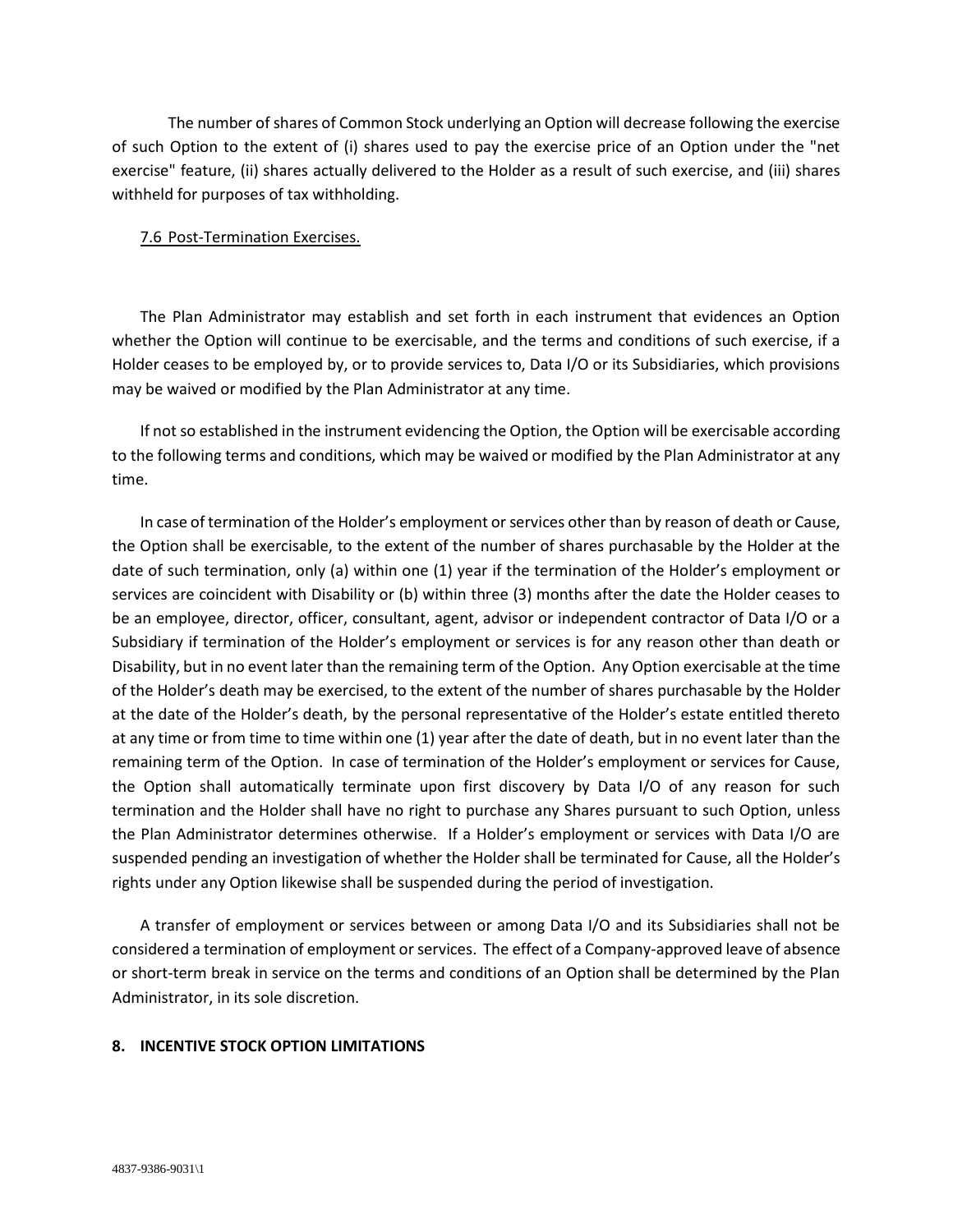The number of shares of Common Stock underlying an Option will decrease following the exercise of such Option to the extent of (i) shares used to pay the exercise price of an Option under the "net exercise" feature, (ii) shares actually delivered to the Holder as a result of such exercise, and (iii) shares withheld for purposes of tax withholding.

7.6 Post-Termination Exercises.

The Plan Administrator may establish and set forth in each instrument that evidences an Option whether the Option will continue to be exercisable, and the terms and conditions of such exercise, if a Holder ceases to be employed by, or to provide services to, Data I/O or its Subsidiaries, which provisions may be waived or modified by the Plan Administrator at any time.

If not so established in the instrument evidencing the Option, the Option will be exercisable according to the following terms and conditions, which may be waived or modified by the Plan Administrator at any time.

In case of termination of the Holder's employment or services other than by reason of death or Cause, the Option shall be exercisable, to the extent of the number of shares purchasable by the Holder at the date of such termination, only (a) within one (1) year if the termination of the Holder's employment or services are coincident with Disability or (b) within three (3) months after the date the Holder ceases to be an employee, director, officer, consultant, agent, advisor or independent contractor of Data I/O or a Subsidiary if termination of the Holder's employment or services is for any reason other than death or Disability, but in no event later than the remaining term of the Option. Any Option exercisable at the time of the Holder's death may be exercised, to the extent of the number of shares purchasable by the Holder at the date of the Holder's death, by the personal representative of the Holder's estate entitled thereto at any time or from time to time within one (1) year after the date of death, but in no event later than the remaining term of the Option. In case of termination of the Holder's employment or services for Cause, the Option shall automatically terminate upon first discovery by Data I/O of any reason for such termination and the Holder shall have no right to purchase any Shares pursuant to such Option, unless the Plan Administrator determines otherwise. If a Holder's employment or services with Data I/O are suspended pending an investigation of whether the Holder shall be terminated for Cause, all the Holder's rights under any Option likewise shall be suspended during the period of investigation.

A transfer of employment or services between or among Data I/O and its Subsidiaries shall not be considered a termination of employment or services. The effect of a Company-approved leave of absence or short-term break in service on the terms and conditions of an Option shall be determined by the Plan Administrator, in its sole discretion.

## 8. INCENTIVE STOCK OPTION LIMITATIONS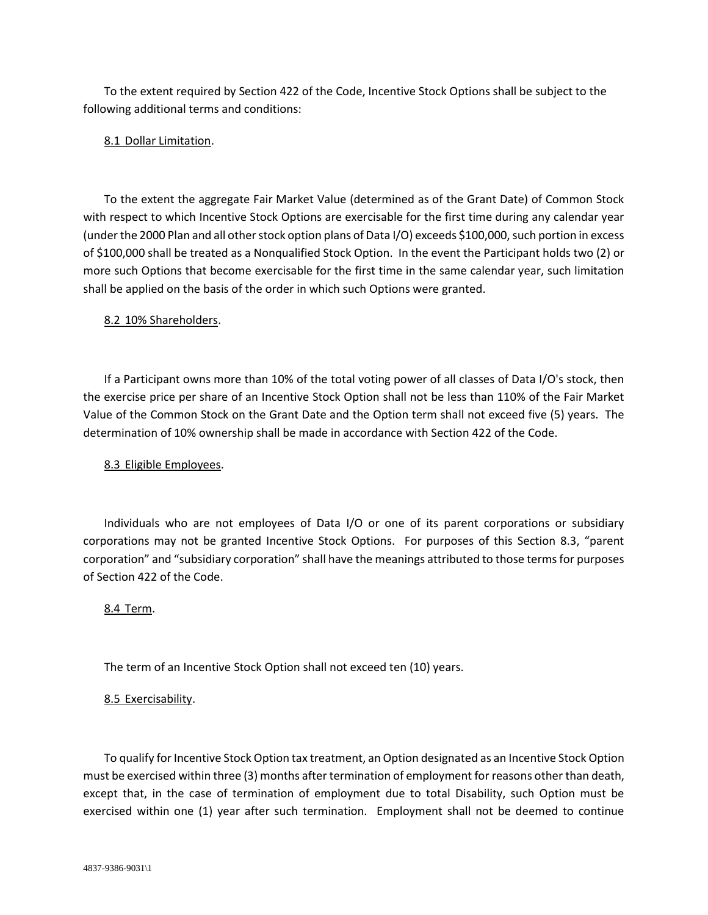To the extent required by Section 422 of the Code, Incentive Stock Options shall be subject to the following additional terms and conditions:

8.1 Dollar Limitation.

To the extent the aggregate Fair Market Value (determined as of the Grant Date) of Common Stock with respect to which Incentive Stock Options are exercisable for the first time during any calendar year (under the 2000 Plan and all other stock option plans of Data I/O) exceeds \$100,000, such portion in excess of \$100,000 shall be treated as a Nonqualified Stock Option. In the event the Participant holds two (2) or more such Options that become exercisable for the first time in the same calendar year, such limitation shall be applied on the basis of the order in which such Options were granted.

8.2 10% Shareholders.

If a Participant owns more than 10% of the total voting power of all classes of Data I/O's stock, then the exercise price per share of an Incentive Stock Option shall not be less than 110% of the Fair Market Value of the Common Stock on the Grant Date and the Option term shall not exceed five (5) years. The determination of 10% ownership shall be made in accordance with Section 422 of the Code.

8.3 Eligible Employees.

Individuals who are not employees of Data I/O or one of its parent corporations or subsidiary corporations may not be granted Incentive Stock Options. For purposes of this Section 8.3, "parent corporation" and "subsidiary corporation" shall have the meanings attributed to those terms for purposes of Section 422 of the Code.

8.4 Term.

The term of an Incentive Stock Option shall not exceed ten (10) years.

8.5 Exercisability.

To qualify for Incentive Stock Option tax treatment, an Option designated as an Incentive Stock Option must be exercised within three (3) months after termination of employment for reasons other than death, except that, in the case of termination of employment due to total Disability, such Option must be exercised within one (1) year after such termination. Employment shall not be deemed to continue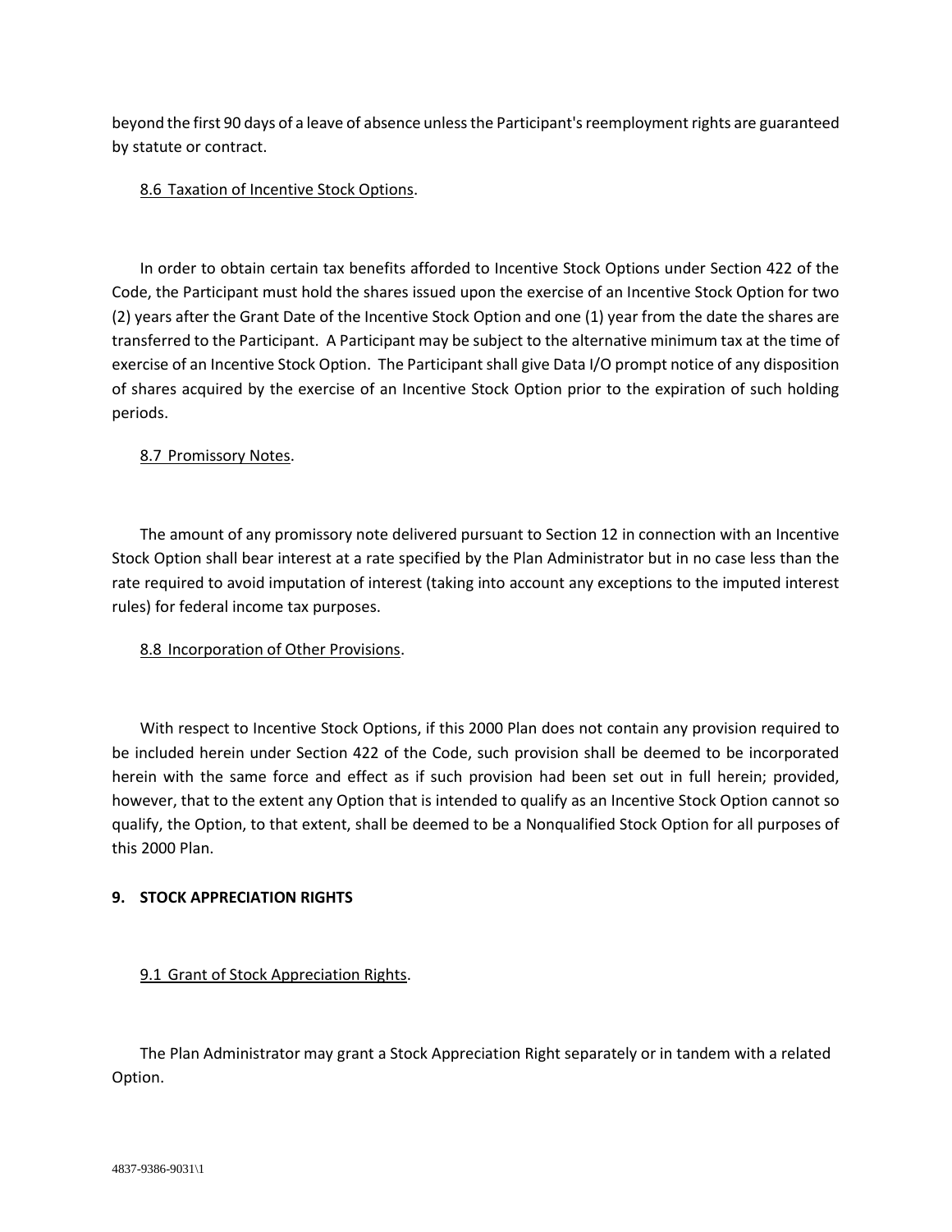beyond the first 90 days of a leave of absence unless the Participant's reemployment rights are guaranteed by statute or contract.

8.6 Taxation of Incentive Stock Options.

In order to obtain certain tax benefits afforded to Incentive Stock Options under Section 422 of the Code, the Participant must hold the shares issued upon the exercise of an Incentive Stock Option for two (2) years after the Grant Date of the Incentive Stock Option and one (1) year from the date the shares are transferred to the Participant. A Participant may be subject to the alternative minimum tax at the time of exercise of an Incentive Stock Option. The Participant shall give Data I/O prompt notice of any disposition of shares acquired by the exercise of an Incentive Stock Option prior to the expiration of such holding periods.

8.7 Promissory Notes.

The amount of any promissory note delivered pursuant to Section 12 in connection with an Incentive Stock Option shall bear interest at a rate specified by the Plan Administrator but in no case less than the rate required to avoid imputation of interest (taking into account any exceptions to the imputed interest rules) for federal income tax purposes.

8.8 Incorporation of Other Provisions.

With respect to Incentive Stock Options, if this 2000 Plan does not contain any provision required to be included herein under Section 422 of the Code, such provision shall be deemed to be incorporated herein with the same force and effect as if such provision had been set out in full herein; provided, however, that to the extent any Option that is intended to qualify as an Incentive Stock Option cannot so qualify, the Option, to that extent, shall be deemed to be a Nonqualified Stock Option for all purposes of this 2000 Plan.

**9. STOCK APPRECIATION RIGHTS**

9.1 Grant of Stock Appreciation Rights.

The Plan Administrator may grant a Stock Appreciation Right separately or in tandem with a related Option.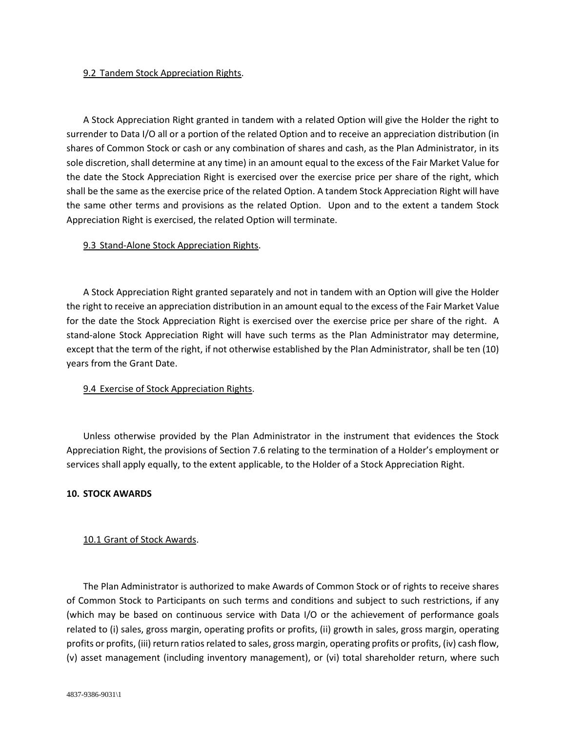9.2 Tandem Stock Appreciation Rights.

A Stock Appreciation Right granted in tandem with a related Option will give the Holder the right to surrender to Data I/O all or a portion of the related Option and to receive an appreciation distribution (in shares of Common Stock or cash or any combination of shares and cash, as the Plan Administrator, in its sole discretion, shall determine at any time) in an amount equal to the excess of the Fair Market Value for the date the Stock Appreciation Right is exercised over the exercise price per share of the right, which shall be the same as the exercise price of the related Option. A tandem Stock Appreciation Right will have the same other terms and provisions as the related Option. Upon and to the extent a tandem Stock Appreciation Right is exercised, the related Option will terminate.

9.3 Stand-Alone Stock Appreciation Rights.

A Stock Appreciation Right granted separately and not in tandem with an Option will give the Holder the right to receive an appreciation distribution in an amount equal to the excess of the Fair Market Value for the date the Stock Appreciation Right is exercised over the exercise price per share of the right. A stand-alone Stock Appreciation Right will have such terms as the Plan Administrator may determine, except that the term of the right, if not otherwise established by the Plan Administrator, shall be ten (10) years from the Grant Date.

9.4 Exercise of Stock Appreciation Rights.

Unless otherwise provided by the Plan Administrator in the instrument that evidences the Stock Appreciation Right, the provisions of Section 7.6 relating to the termination of a Holder's employment or services shall apply equally, to the extent applicable, to the Holder of a Stock Appreciation Right.

**10. STOCK AWARDS**

10.1 Grant of Stock Awards.

The Plan Administrator is authorized to make Awards of Common Stock or of rights to receive shares of Common Stock to Participants on such terms and conditions and subject to such restrictions, if any (which may be based on continuous service with Data I/O or the achievement of performance goals related to (i) sales, gross margin, operating profits or profits, (ii) growth in sales, gross margin, operating profits or profits, (iii) return ratios related to sales, gross margin, operating profits or profits, (iv) cash flow, (v) asset management (including inventory management), or (vi) total shareholder return, where such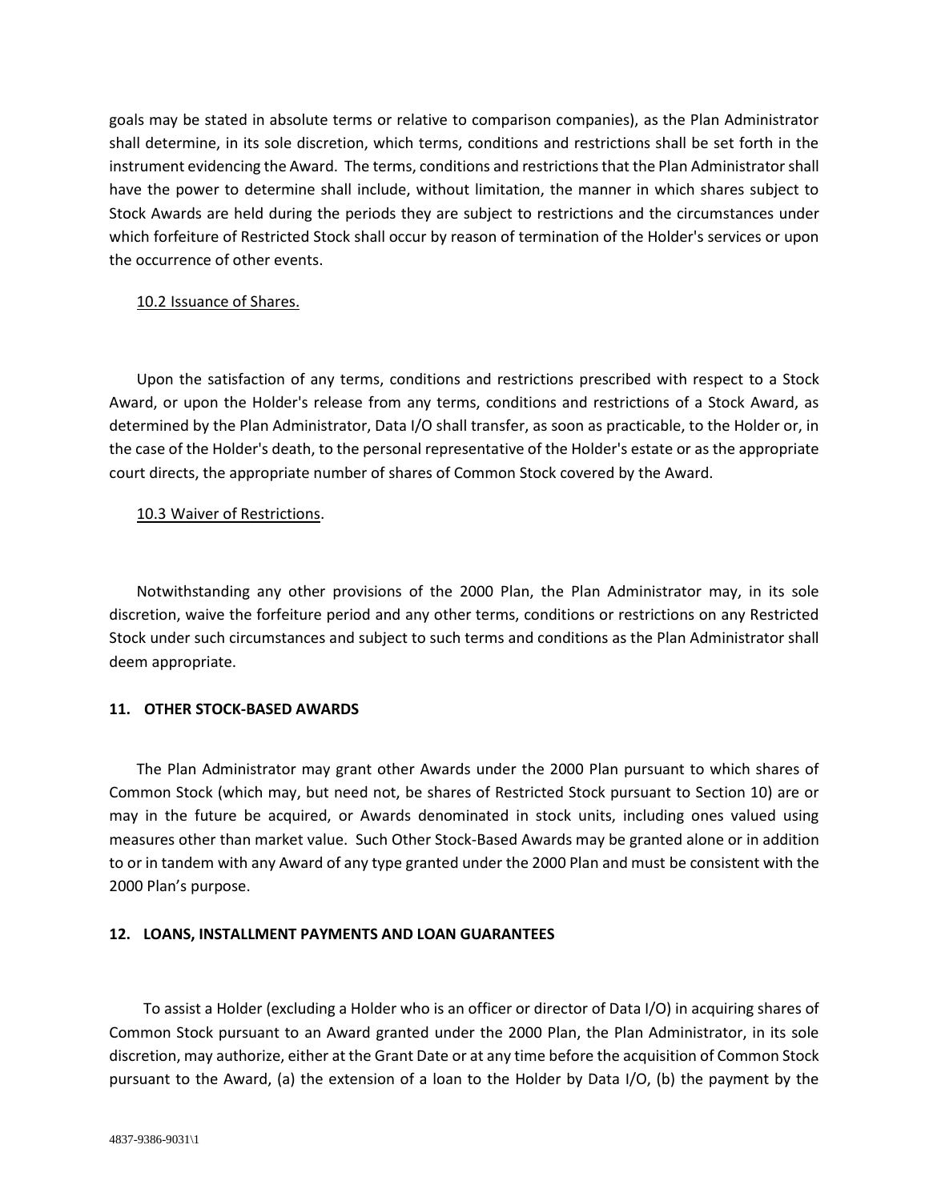goals may be stated in absolute terms or relative to comparison companies), as the Plan Administrator shall determine, in its sole discretion, which terms, conditions and restrictions shall be set forth in the instrument evidencing the Award. The terms, conditions and restrictions that the Plan Administrator shall have the power to determine shall include, without limitation, the manner in which shares subject to Stock Awards are held during the periods they are subject to restrictions and the circumstances under which forfeiture of Restricted Stock shall occur by reason of termination of the Holder's services or upon the occurrence of other events.

10.2 Issuance of Shares.

Upon the satisfaction of any terms, conditions and restrictions prescribed with respect to a Stock Award, or upon the Holder's release from any terms, conditions and restrictions of a Stock Award, as determined by the Plan Administrator, Data I/O shall transfer, as soon as practicable, to the Holder or, in the case of the Holder's death, to the personal representative of the Holder's estate or as the appropriate court directs, the appropriate number of shares of Common Stock covered by the Award.

10.3 Waiver of Restrictions.

Notwithstanding any other provisions of the 2000 Plan, the Plan Administrator may, in its sole discretion, waive the forfeiture period and any other terms, conditions or restrictions on any Restricted Stock under such circumstances and subject to such terms and conditions as the Plan Administrator shall deem appropriate.

**11. OTHER STOCK-BASED AWARDS**

The Plan Administrator may grant other Awards under the 2000 Plan pursuant to which shares of Common Stock (which may, but need not, be shares of Restricted Stock pursuant to Section 10) are or may in the future be acquired, or Awards denominated in stock units, including ones valued using measures other than market value. Such Other Stock-Based Awards may be granted alone or in addition to or in tandem with any Award of any type granted under the 2000 Plan and must be consistent with the 2000 Plan's purpose.

**12. LOANS, INSTALLMENT PAYMENTS AND LOAN GUARANTEES**

To assist a Holder (excluding a Holder who is an officer or director of Data I/O) in acquiring shares of Common Stock pursuant to an Award granted under the 2000 Plan, the Plan Administrator, in its sole discretion, may authorize, either at the Grant Date or at any time before the acquisition of Common Stock pursuant to the Award, (a) the extension of a loan to the Holder by Data I/O, (b) the payment by the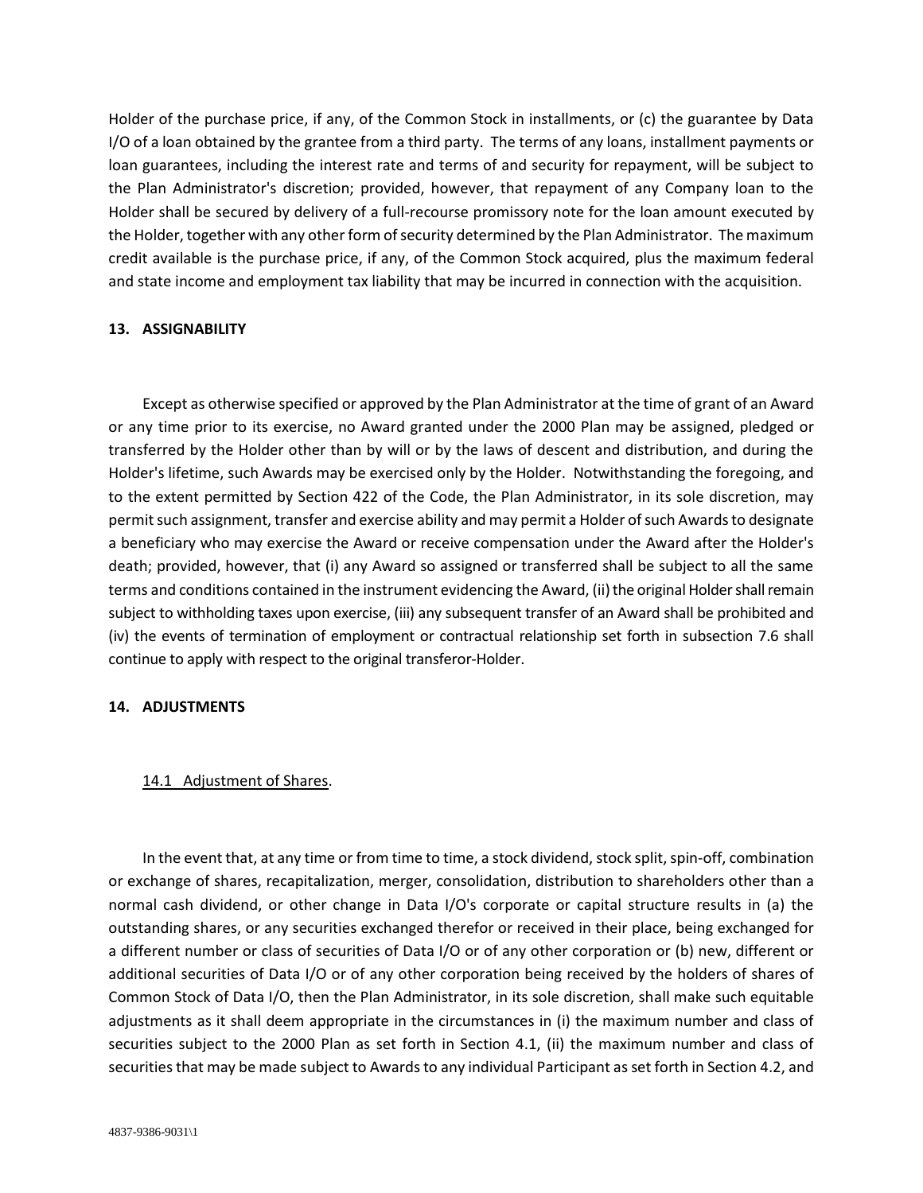Holder of the purchase price, if any, of the Common Stock in installments, or (c) the guarantee by Data I/O of a loan obtained by the grantee from a third party. The terms of any loans, installment payments or loan guarantees, including the interest rate and terms of and security for repayment, will be subject to the Plan Administrator's discretion; provided, however, that repayment of any Company loan to the Holder shall be secured by delivery of a full-recourse promissory note for the loan amount executed by the Holder, together with any other form of security determined by the Plan Administrator. The maximum credit available is the purchase price, if any, of the Common Stock acquired, plus the maximum federal and state income and employment tax liability that may be incurred in connection with the acquisition.

**13. ASSIGNABILITY**

Except as otherwise specified or approved by the Plan Administrator at the time of grant of an Award or any time prior to its exercise, no Award granted under the 2000 Plan may be assigned, pledged or transferred by the Holder other than by will or by the laws of descent and distribution, and during the Holder's lifetime, such Awards may be exercised only by the Holder. Notwithstanding the foregoing, and to the extent permitted by Section 422 of the Code, the Plan Administrator, in its sole discretion, may permit such assignment, transfer and exercise ability and may permit a Holder of such Awards to designate a beneficiary who may exercise the Award or receive compensation under the Award after the Holder's death; provided, however, that (i) any Award so assigned or transferred shall be subject to all the same terms and conditions contained in the instrument evidencing the Award, (ii) the original Holder shall remain subject to withholding taxes upon exercise, (iii) any subsequent transfer of an Award shall be prohibited and (iv) the events of termination of employment or contractual relationship set forth in subsection 7.6 shall continue to apply with respect to the original transferor-Holder.

**14. ADJUSTMENTS**

14.1 Adjustment of Shares.

In the event that, at any time or from time to time, a stock dividend, stock split, spin-off, combination or exchange of shares, recapitalization, merger, consolidation, distribution to shareholders other than a normal cash dividend, or other change in Data I/O's corporate or capital structure results in (a) the outstanding shares, or any securities exchanged therefor or received in their place, being exchanged for a different number or class of securities of Data I/O or of any other corporation or (b) new, different or additional securities of Data I/O or of any other corporation being received by the holders of shares of Common Stock of Data I/O, then the Plan Administrator, in its sole discretion, shall make such equitable adjustments as it shall deem appropriate in the circumstances in (i) the maximum number and class of securities subject to the 2000 Plan as set forth in Section 4.1, (ii) the maximum number and class of securities that may be made subject to Awards to any individual Participant as set forth in Section 4.2, and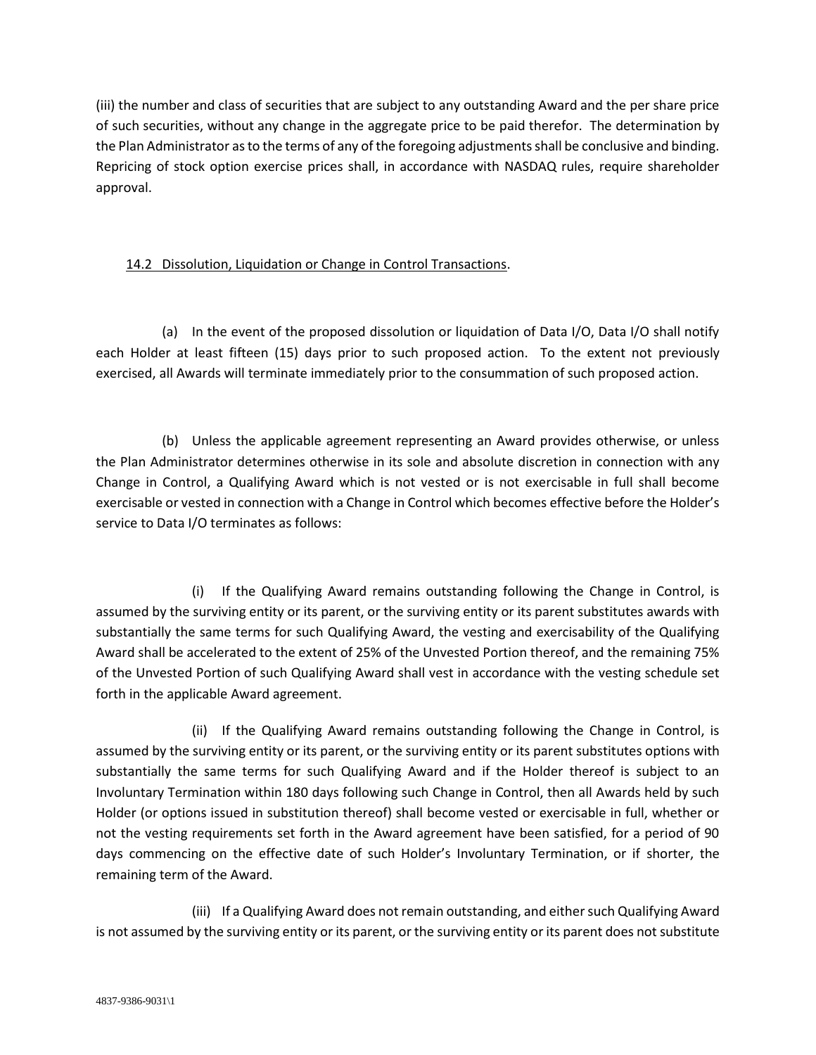(iii) the number and class of securities that are subject to any outstanding Award and the per share price of such securities, without any change in the aggregate price to be paid therefor. The determination by the Plan Administrator as to the terms of any of the foregoing adjustments shall be conclusive and binding. Repricing of stock option exercise prices shall, in accordance with NASDAQ rules, require shareholder approval.

14.2 Dissolution, Liquidation or Change in Control Transactions.

(a) In the event of the proposed dissolution or liquidation of Data I/O, Data I/O shall notify each Holder at least fifteen (15) days prior to such proposed action. To the extent not previously exercised, all Awards will terminate immediately prior to the consummation of such proposed action.

(b) Unless the applicable agreement representing an Award provides otherwise, or unless the Plan Administrator determines otherwise in its sole and absolute discretion in connection with any Change in Control, a Qualifying Award which is not vested or is not exercisable in full shall become exercisable or vested in connection with a Change in Control which becomes effective before the Holder's service to Data I/O terminates as follows:

(i) If the Qualifying Award remains outstanding following the Change in Control, is assumed by the surviving entity or its parent, or the surviving entity or its parent substitutes awards with substantially the same terms for such Qualifying Award, the vesting and exercisability of the Qualifying Award shall be accelerated to the extent of 25% of the Unvested Portion thereof, and the remaining 75% of the Unvested Portion of such Qualifying Award shall vest in accordance with the vesting schedule set forth in the applicable Award agreement.

(ii) If the Qualifying Award remains outstanding following the Change in Control, is assumed by the surviving entity or its parent, or the surviving entity or its parent substitutes options with substantially the same terms for such Qualifying Award and if the Holder thereof is subject to an Involuntary Termination within 180 days following such Change in Control, then all Awards held by such Holder (or options issued in substitution thereof) shall become vested or exercisable in full, whether or not the vesting requirements set forth in the Award agreement have been satisfied, for a period of 90 days commencing on the effective date of such Holder's Involuntary Termination, or if shorter, the remaining term of the Award.

(iii) If a Qualifying Award does not remain outstanding, and either such Qualifying Award is not assumed by the surviving entity or its parent, or the surviving entity or its parent does not substitute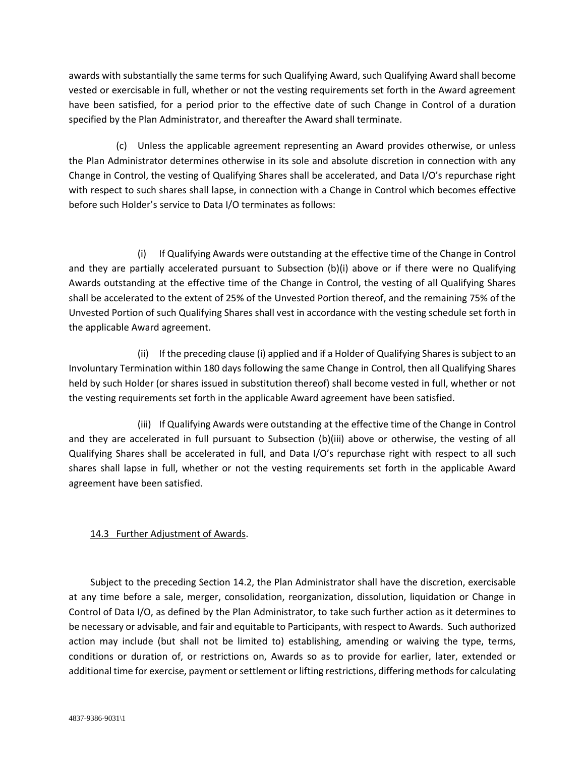awards with substantially the same terms for such Qualifying Award, such Qualifying Award shall become vested or exercisable in full, whether or not the vesting requirements set forth in the Award agreement have been satisfied, for a period prior to the effective date of such Change in Control of a duration specified by the Plan Administrator, and thereafter the Award shall terminate.

(c) Unless the applicable agreement representing an Award provides otherwise, or unless the Plan Administrator determines otherwise in its sole and absolute discretion in connection with any Change in Control, the vesting of Qualifying Shares shall be accelerated, and Data I/O's repurchase right with respect to such shares shall lapse, in connection with a Change in Control which becomes effective before such Holder's service to Data I/O terminates as follows:

(i) If Qualifying Awards were outstanding at the effective time of the Change in Control and they are partially accelerated pursuant to Subsection (b)(i) above or if there were no Qualifying Awards outstanding at the effective time of the Change in Control, the vesting of all Qualifying Shares shall be accelerated to the extent of 25% of the Unvested Portion thereof, and the remaining 75% of the Unvested Portion of such Qualifying Shares shall vest in accordance with the vesting schedule set forth in the applicable Award agreement.

(ii) If the preceding clause (i) applied and if a Holder of Qualifying Shares is subject to an Involuntary Termination within 180 days following the same Change in Control, then all Qualifying Shares held by such Holder (or shares issued in substitution thereof) shall become vested in full, whether or not the vesting requirements set forth in the applicable Award agreement have been satisfied.

(iii) If Qualifying Awards were outstanding at the effective time of the Change in Control and they are accelerated in full pursuant to Subsection (b)(iii) above or otherwise, the vesting of all Qualifying Shares shall be accelerated in full, and Data I/O's repurchase right with respect to all such shares shall lapse in full, whether or not the vesting requirements set forth in the applicable Award agreement have been satisfied.

14.3 Further Adjustment of Awards.

Subject to the preceding Section 14.2, the Plan Administrator shall have the discretion, exercisable at any time before a sale, merger, consolidation, reorganization, dissolution, liquidation or Change in Control of Data I/O, as defined by the Plan Administrator, to take such further action as it determines to be necessary or advisable, and fair and equitable to Participants, with respect to Awards. Such authorized action may include (but shall not be limited to) establishing, amending or waiving the type, terms, conditions or duration of, or restrictions on, Awards so as to provide for earlier, later, extended or additional time for exercise, payment or settlement or lifting restrictions, differing methods for calculating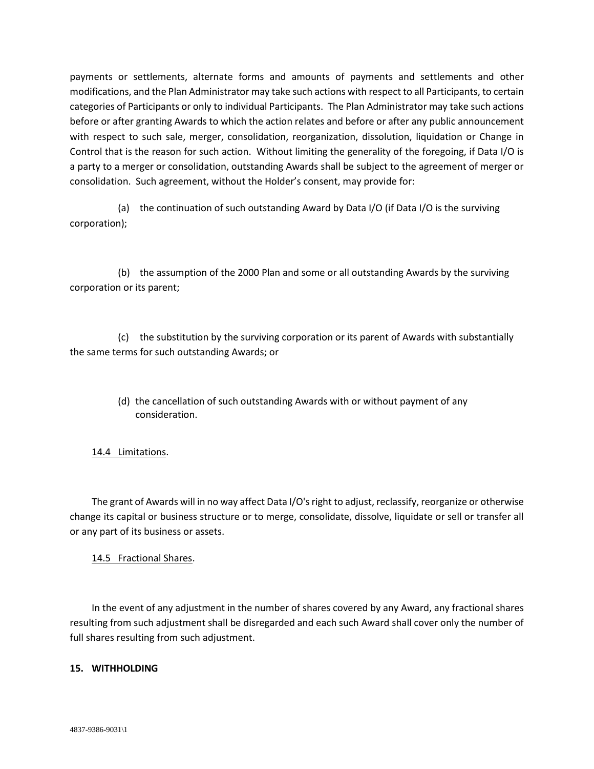payments or settlements, alternate forms and amounts of payments and settlements and other modifications, and the Plan Administrator may take such actions with respect to all Participants, to certain categories of Participants or only to individual Participants. The Plan Administrator may take such actions before or after granting Awards to which the action relates and before or after any public announcement with respect to such sale, merger, consolidation, reorganization, dissolution, liquidation or Change in Control that is the reason for such action. Without limiting the generality of the foregoing, if Data I/O is a party to a merger or consolidation, outstanding Awards shall be subject to the agreement of merger or consolidation. Such agreement, without the Holder's consent, may provide for:

(a) the continuation of such outstanding Award by Data I/O (if Data I/O is the surviving corporation);

(b) the assumption of the 2000 Plan and some or all outstanding Awards by the surviving corporation or its parent;

(c) the substitution by the surviving corporation or its parent of Awards with substantially the same terms for such outstanding Awards; or

(d) the cancellation of such outstanding Awards with or without payment of any consideration.

14.4 Limitations.

The grant of Awards will in no way affect Data I/O's right to adjust, reclassify, reorganize or otherwise change its capital or business structure or to merge, consolidate, dissolve, liquidate or sell or transfer all or any part of its business or assets.

14.5 Fractional Shares.

In the event of any adjustment in the number of shares covered by any Award, any fractional shares resulting from such adjustment shall be disregarded and each such Award shall cover only the number of full shares resulting from such adjustment.

**15. WITHHOLDING**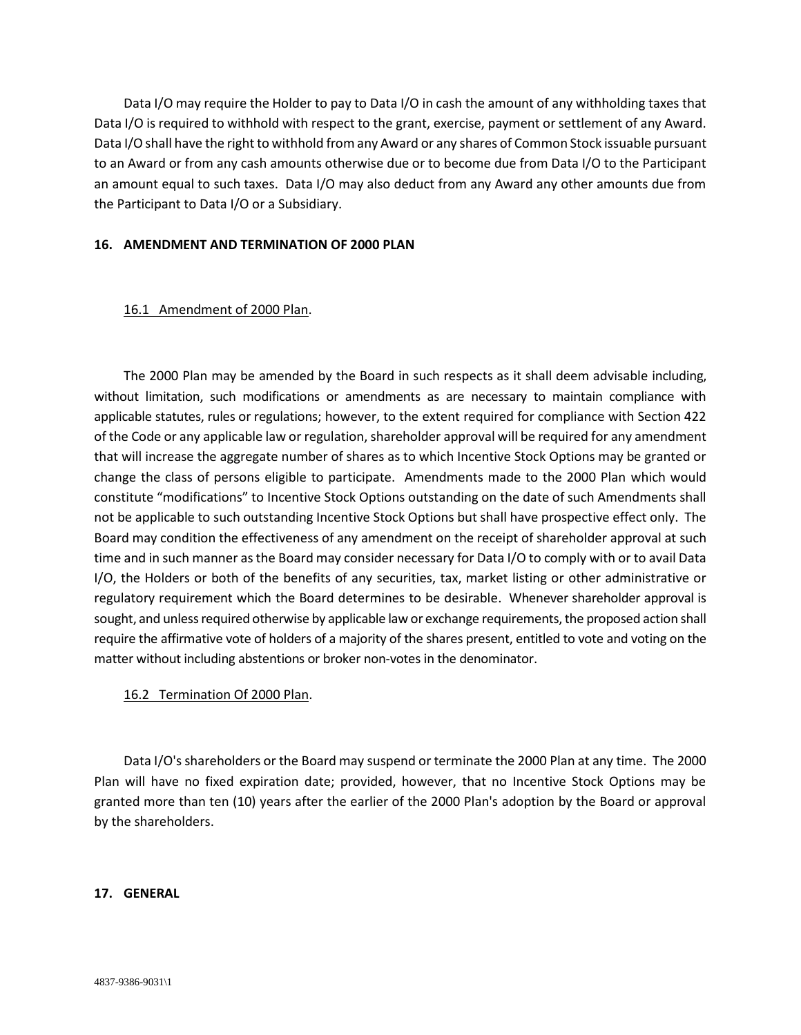Data I/O may require the Holder to pay to Data I/O in cash the amount of any withholding taxes that Data I/O is required to withhold with respect to the grant, exercise, payment or settlement of any Award. Data I/O shall have the right to withhold from any Award or any shares of Common Stock issuable pursuant to an Award or from any cash amounts otherwise due or to become due from Data I/O to the Participant an amount equal to such taxes. Data I/O may also deduct from any Award any other amounts due from the Participant to Data I/O or a Subsidiary.

## 16. AMENDMENT AND TERMINATION OF 2000 PLAN

16.1 Amendment of 2000 Plan.

The 2000 Plan may be amended by the Board in such respects as it shall deem advisable including, without limitation, such modifications or amendments as are necessary to maintain compliance with applicable statutes, rules or regulations; however, to the extent required for compliance with Section 422 of the Code or any applicable law or regulation, shareholder approval will be required for any amendment that will increase the aggregate number of shares as to which Incentive Stock Options may be granted or change the class of persons eligible to participate. Amendments made to the 2000 Plan which would constitute "modifications" to Incentive Stock Options outstanding on the date of such Amendments shall not be applicable to such outstanding Incentive Stock Options but shall have prospective effect only. The Board may condition the effectiveness of any amendment on the receipt of shareholder approval at such time and in such manner as the Board may consider necessary for Data I/O to comply with or to avail Data I/O, the Holders or both of the benefits of any securities, tax, market listing or other administrative or regulatory requirement which the Board determines to be desirable. Whenever shareholder approval is sought, and unless required otherwise by applicable law or exchange requirements, the proposed action shall require the affirmative vote of holders of a majority of the shares present, entitled to vote and voting on the matter without including abstentions or broker non-votes in the denominator.

16.2 Termination Of 2000 Plan.

Data I/O's shareholders or the Board may suspend or terminate the 2000 Plan at any time. The 2000 Plan will have no fixed expiration date; provided, however, that no Incentive Stock Options may be granted more than ten (10) years after the earlier of the 2000 Plan's adoption by the Board or approval by the shareholders.

## 17. GENERAL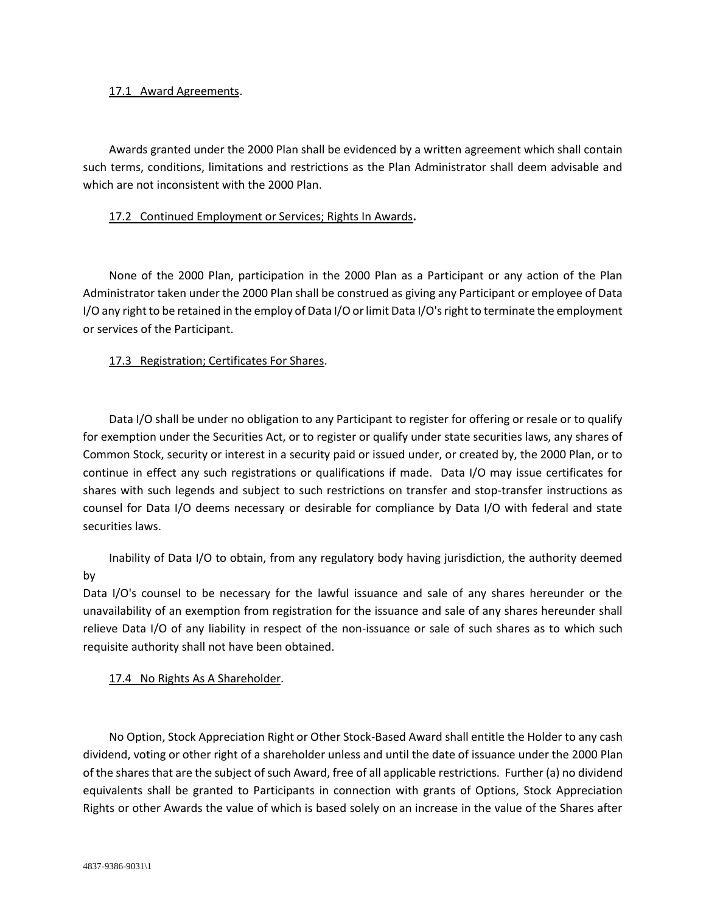17.1 Award Agreements.

Awards granted under the 2000 Plan shall be evidenced by a written agreement which shall contain such terms, conditions, limitations and restrictions as the Plan Administrator shall deem advisable and which are not inconsistent with the 2000 Plan.

17.2 Continued Employment or Services; Rights In Awards**.**

None of the 2000 Plan, participation in the 2000 Plan as a Participant or any action of the Plan Administrator taken under the 2000 Plan shall be construed as giving any Participant or employee of Data I/O any right to be retained in the employ of Data I/O or limit Data I/O's right to terminate the employment or services of the Participant.

17.3 Registration; Certificates For Shares.

Data I/O shall be under no obligation to any Participant to register for offering or resale or to qualify for exemption under the Securities Act, or to register or qualify under state securities laws, any shares of Common Stock, security or interest in a security paid or issued under, or created by, the 2000 Plan, or to continue in effect any such registrations or qualifications if made. Data I/O may issue certificates for shares with such legends and subject to such restrictions on transfer and stop-transfer instructions as counsel for Data I/O deems necessary or desirable for compliance by Data I/O with federal and state securities laws.

Inability of Data I/O to obtain, from any regulatory body having jurisdiction, the authority deemed by Data I/O's counsel to be necessary for the lawful issuance and sale of any shares hereunder or the unavailability of an exemption from registration for the issuance and sale of any shares hereunder shall relieve Data I/O of any liability in respect of the non-issuance or sale of such shares as to which such requisite authority shall not have been obtained.

17.4 No Rights As A Shareholder.

No Option, Stock Appreciation Right or Other Stock-Based Award shall entitle the Holder to any cash dividend, voting or other right of a shareholder unless and until the date of issuance under the 2000 Plan of the shares that are the subject of such Award, free of all applicable restrictions. Further (a) no dividend equivalents shall be granted to Participants in connection with grants of Options, Stock Appreciation Rights or other Awards the value of which is based solely on an increase in the value of the Shares after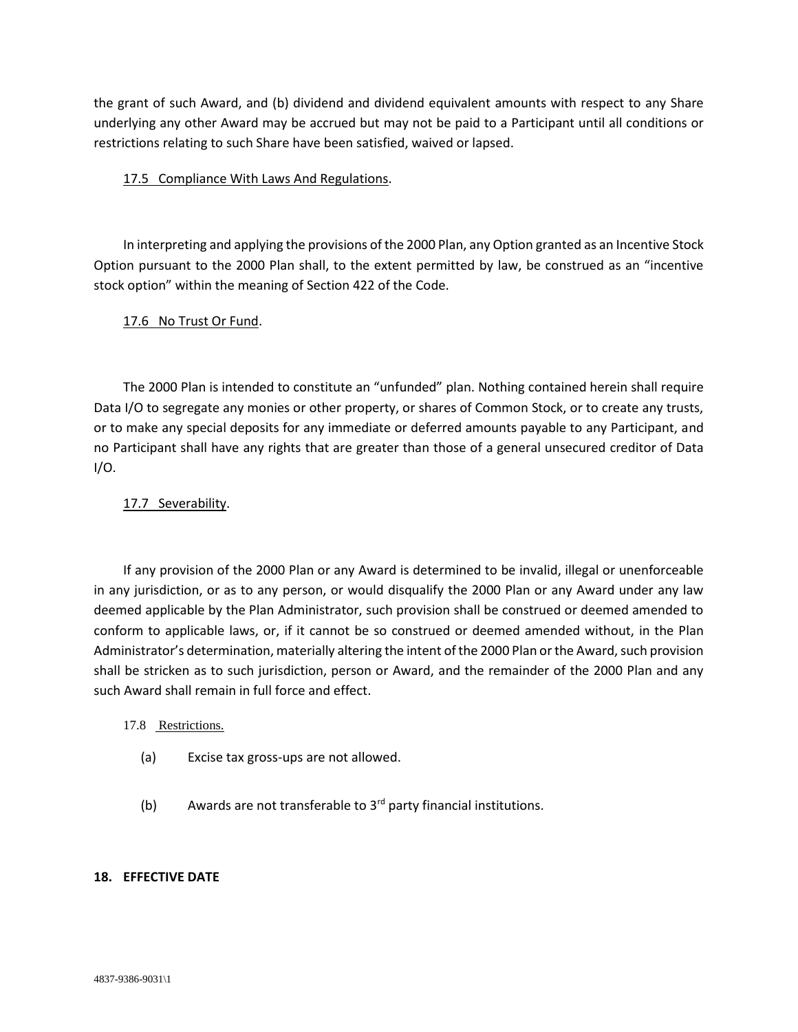the grant of such Award, and (b) dividend and dividend equivalent amounts with respect to any Share underlying any other Award may be accrued but may not be paid to a Participant until all conditions or restrictions relating to such Share have been satisfied, waived or lapsed.

17.5 Compliance With Laws And Regulations.

In interpreting and applying the provisions of the 2000 Plan, any Option granted as an Incentive Stock Option pursuant to the 2000 Plan shall, to the extent permitted by law, be construed as an "incentive stock option" within the meaning of Section 422 of the Code.

17.6 No Trust Or Fund.

The 2000 Plan is intended to constitute an "unfunded" plan. Nothing contained herein shall require Data I/O to segregate any monies or other property, or shares of Common Stock, or to create any trusts, or to make any special deposits for any immediate or deferred amounts payable to any Participant, and no Participant shall have any rights that are greater than those of a general unsecured creditor of Data I/O.

17.7 Severability.

If any provision of the 2000 Plan or any Award is determined to be invalid, illegal or unenforceable in any jurisdiction, or as to any person, or would disqualify the 2000 Plan or any Award under any law deemed applicable by the Plan Administrator, such provision shall be construed or deemed amended to conform to applicable laws, or, if it cannot be so construed or deemed amended without, in the Plan Administrator's determination, materially altering the intent of the 2000 Plan or the Award, such provision shall be stricken as to such jurisdiction, person or Award, and the remainder of the 2000 Plan and any such Award shall remain in full force and effect.

17.8 Restrictions.

(a) Excise tax gross-ups are not allowed.

(b) Awards are not transferable to 3rd party financial institutions.

**18. EFFECTIVE DATE**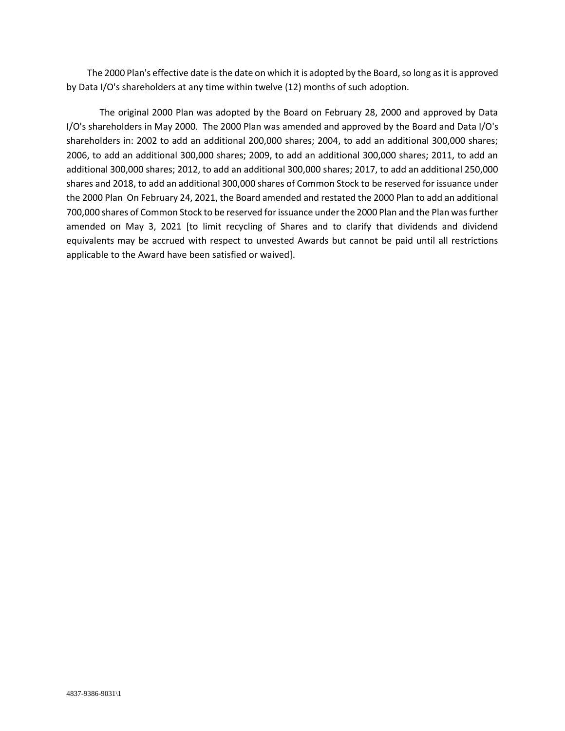The 2000 Plan's effective date is the date on which it is adopted by the Board, so long as it is approved by Data I/O's shareholders at any time within twelve (12) months of such adoption.

The original 2000 Plan was adopted by the Board on February 28, 2000 and approved by Data I/O's shareholders in May 2000. The 2000 Plan was amended and approved by the Board and Data I/O's shareholders in: 2002 to add an additional 200,000 shares; 2004, to add an additional 300,000 shares; 2006, to add an additional 300,000 shares; 2009, to add an additional 300,000 shares; 2011, to add an additional 300,000 shares; 2012, to add an additional 300,000 shares; 2017, to add an additional 250,000 shares and 2018, to add an additional 300,000 shares of Common Stock to be reserved for issuance under the 2000 Plan On February 24, 2021, the Board amended and restated the 2000 Plan to add an additional 700,000 shares of Common Stock to be reserved for issuance under the 2000 Plan and the Plan was further amended on May 3, 2021 [to limit recycling of Shares and to clarify that dividends and dividend equivalents may be accrued with respect to unvested Awards but cannot be paid until all restrictions applicable to the Award have been satisfied or waived].

4837-9386-9031\1